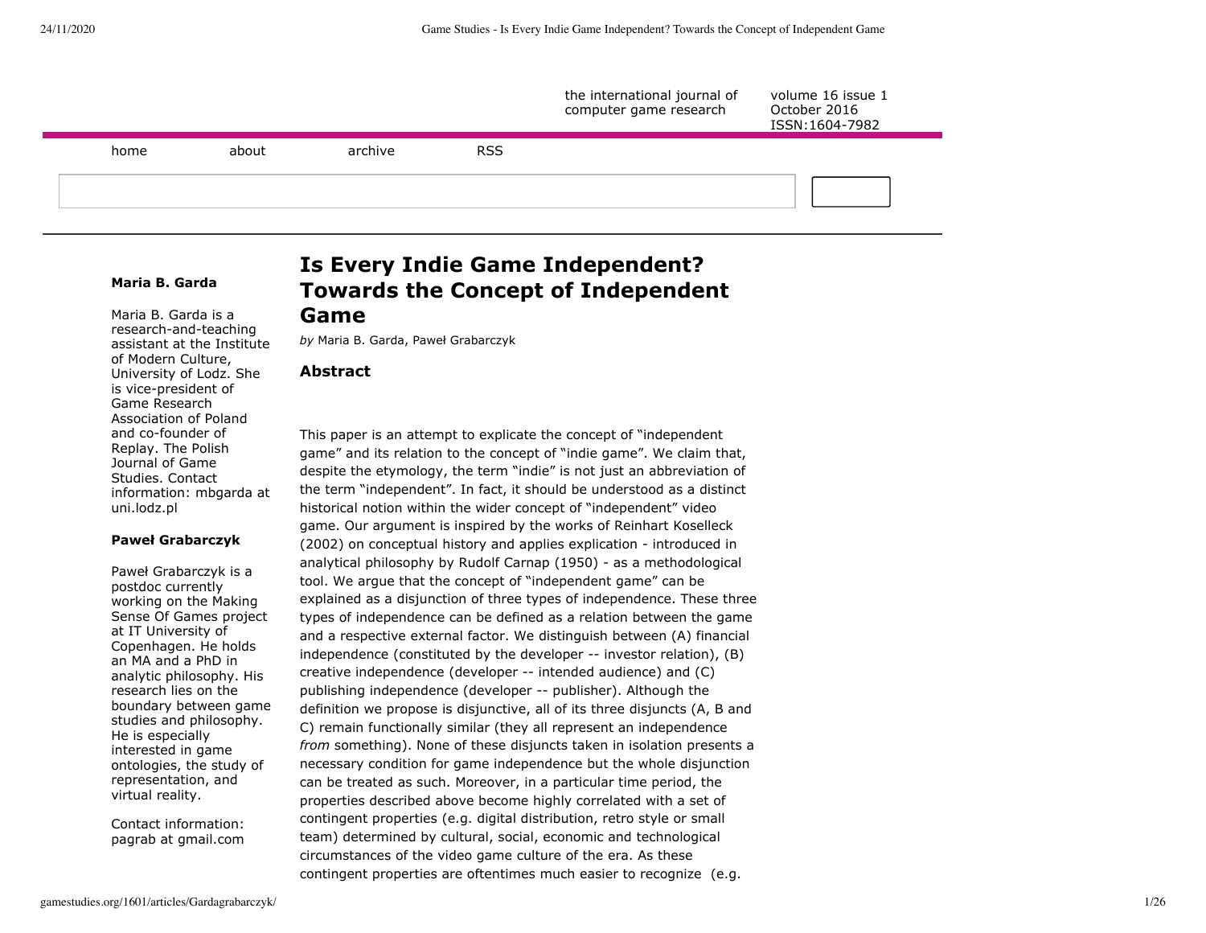the international journal of computer game research

volume 16 issue 1
October 2016
ISSN:1604-7982

home about archive RSS

# Is Every Indie Game Independent? Towards the Concept of Independent Game

*by* Maria B. Garda, Paweł Grabarczyk

**Maria B. Garda**

Maria B. Garda is a research-and-teaching assistant at the Institute of Modern Culture, University of Lodz. She is vice-president of Game Research Association of Poland and co-founder of Replay. The Polish Journal of Game Studies. Contact information: mbgarda at uni.lodz.pl

**Paweł Grabarczyk**

Paweł Grabarczyk is a postdoc currently working on the Making Sense Of Games project at IT University of Copenhagen. He holds an MA and a PhD in analytic philosophy. His research lies on the boundary between game studies and philosophy. He is especially interested in game ontologies, the study of representation, and virtual reality.

Contact information: pagrab at gmail.com

### Abstract

This paper is an attempt to explicate the concept of "independent game" and its relation to the concept of "indie game". We claim that, despite the etymology, the term "indie" is not just an abbreviation of the term "independent". In fact, it should be understood as a distinct historical notion within the wider concept of "independent" video game. Our argument is inspired by the works of Reinhart Koselleck (2002) on conceptual history and applies explication - introduced in analytical philosophy by Rudolf Carnap (1950) - as a methodological tool. We argue that the concept of "independent game" can be explained as a disjunction of three types of independence. These three types of independence can be defined as a relation between the game and a respective external factor. We distinguish between (A) financial independence (constituted by the developer -- investor relation), (B) creative independence (developer -- intended audience) and (C) publishing independence (developer -- publisher). Although the definition we propose is disjunctive, all of its three disjuncts (A, B and C) remain functionally similar (they all represent an independence *from* something). None of these disjuncts taken in isolation presents a necessary condition for game independence but the whole disjunction can be treated as such. Moreover, in a particular time period, the properties described above become highly correlated with a set of contingent properties (e.g. digital distribution, retro style or small team) determined by cultural, social, economic and technological circumstances of the video game culture of the era. As these contingent properties are oftentimes much easier to recognize (e.g.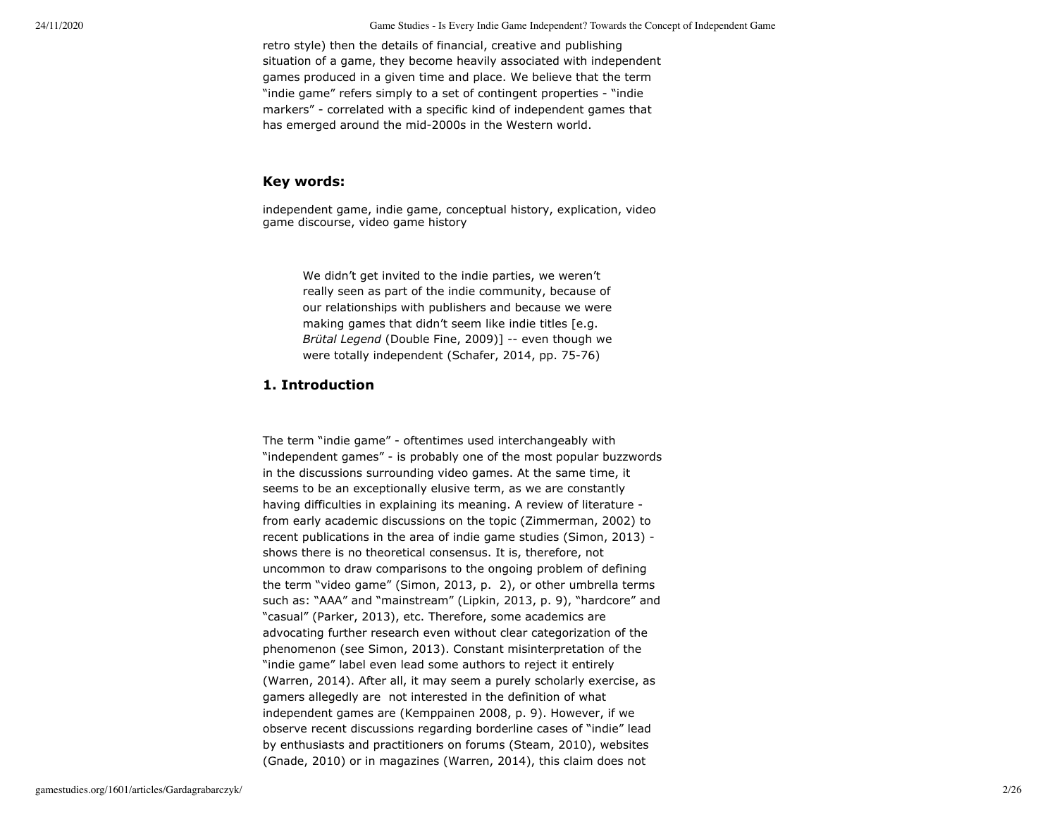retro style) then the details of financial, creative and publishing situation of a game, they become heavily associated with independent games produced in a given time and place. We believe that the term "indie game" refers simply to a set of contingent properties - "indie markers" - correlated with a specific kind of independent games that has emerged around the mid-2000s in the Western world.

### Key words:

independent game, indie game, conceptual history, explication, video game discourse, video game history

> We didn't get invited to the indie parties, we weren't really seen as part of the indie community, because of our relationships with publishers and because we were making games that didn't seem like indie titles [e.g. *Brütal Legend* (Double Fine, 2009)] -- even though we were totally independent (Schafer, 2014, pp. 75-76)

### 1. Introduction

The term "indie game" - oftentimes used interchangeably with "independent games" - is probably one of the most popular buzzwords in the discussions surrounding video games. At the same time, it seems to be an exceptionally elusive term, as we are constantly having difficulties in explaining its meaning. A review of literature - from early academic discussions on the topic (Zimmerman, 2002) to recent publications in the area of indie game studies (Simon, 2013) - shows there is no theoretical consensus. It is, therefore, not uncommon to draw comparisons to the ongoing problem of defining the term "video game" (Simon, 2013, p. 2), or other umbrella terms such as: "AAA" and "mainstream" (Lipkin, 2013, p. 9), "hardcore" and "casual" (Parker, 2013), etc. Therefore, some academics are advocating further research even without clear categorization of the phenomenon (see Simon, 2013). Constant misinterpretation of the "indie game" label even lead some authors to reject it entirely (Warren, 2014). After all, it may seem a purely scholarly exercise, as gamers allegedly are not interested in the definition of what independent games are (Kemppainen 2008, p. 9). However, if we observe recent discussions regarding borderline cases of "indie" lead by enthusiasts and practitioners on forums (Steam, 2010), websites (Gnade, 2010) or in magazines (Warren, 2014), this claim does not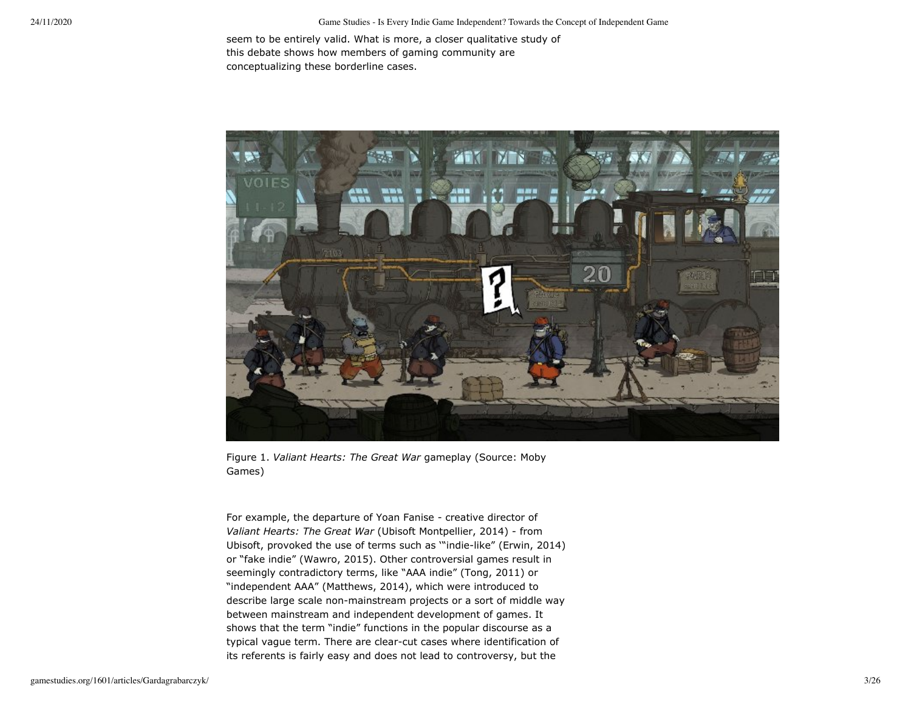seem to be entirely valid. What is more, a closer qualitative study of this debate shows how members of gaming community are conceptualizing these borderline cases.

Figure 1. *Valiant Hearts: The Great War* gameplay (Source: Moby Games)

For example, the departure of Yoan Fanise - creative director of *Valiant Hearts: The Great War* (Ubisoft Montpellier, 2014) - from Ubisoft, provoked the use of terms such as '"indie-like" (Erwin, 2014) or "fake indie" (Wawro, 2015). Other controversial games result in seemingly contradictory terms, like "AAA indie" (Tong, 2011) or "independent AAA" (Matthews, 2014), which were introduced to describe large scale non-mainstream projects or a sort of middle way between mainstream and independent development of games. It shows that the term "indie" functions in the popular discourse as a typical vague term. There are clear-cut cases where identification of its referents is fairly easy and does not lead to controversy, but the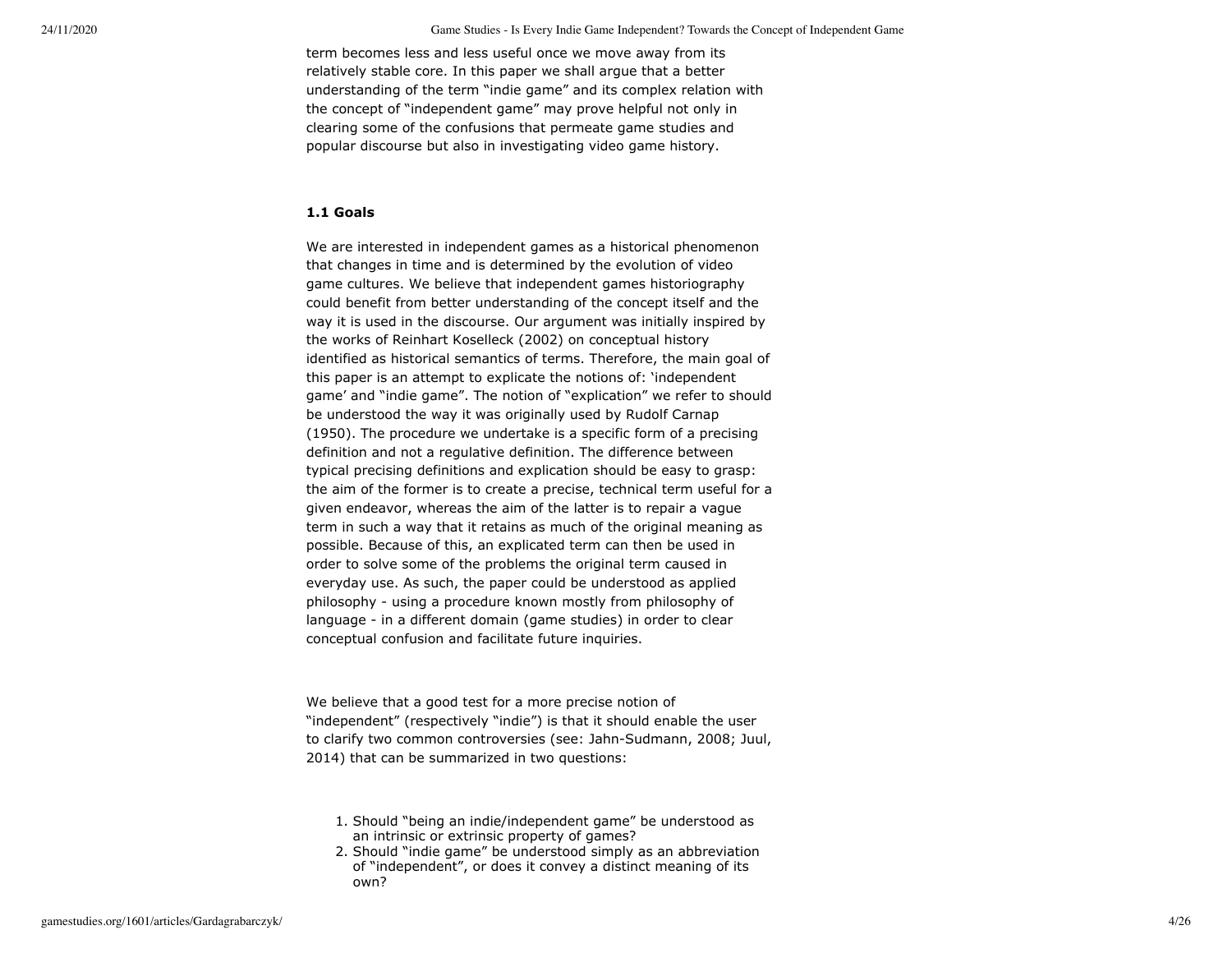term becomes less and less useful once we move away from its relatively stable core. In this paper we shall argue that a better understanding of the term "indie game" and its complex relation with the concept of "independent game" may prove helpful not only in clearing some of the confusions that permeate game studies and popular discourse but also in investigating video game history.

### 1.1 Goals

We are interested in independent games as a historical phenomenon that changes in time and is determined by the evolution of video game cultures. We believe that independent games historiography could benefit from better understanding of the concept itself and the way it is used in the discourse. Our argument was initially inspired by the works of Reinhart Koselleck (2002) on conceptual history identified as historical semantics of terms. Therefore, the main goal of this paper is an attempt to explicate the notions of: 'independent game' and "indie game". The notion of "explication" we refer to should be understood the way it was originally used by Rudolf Carnap (1950). The procedure we undertake is a specific form of a precising definition and not a regulative definition. The difference between typical precising definitions and explication should be easy to grasp: the aim of the former is to create a precise, technical term useful for a given endeavor, whereas the aim of the latter is to repair a vague term in such a way that it retains as much of the original meaning as possible. Because of this, an explicated term can then be used in order to solve some of the problems the original term caused in everyday use. As such, the paper could be understood as applied philosophy - using a procedure known mostly from philosophy of language - in a different domain (game studies) in order to clear conceptual confusion and facilitate future inquiries.

We believe that a good test for a more precise notion of "independent" (respectively "indie") is that it should enable the user to clarify two common controversies (see: Jahn-Sudmann, 2008; Juul, 2014) that can be summarized in two questions:

1. Should "being an indie/independent game" be understood as an intrinsic or extrinsic property of games?
2. Should "indie game" be understood simply as an abbreviation of "independent", or does it convey a distinct meaning of its own?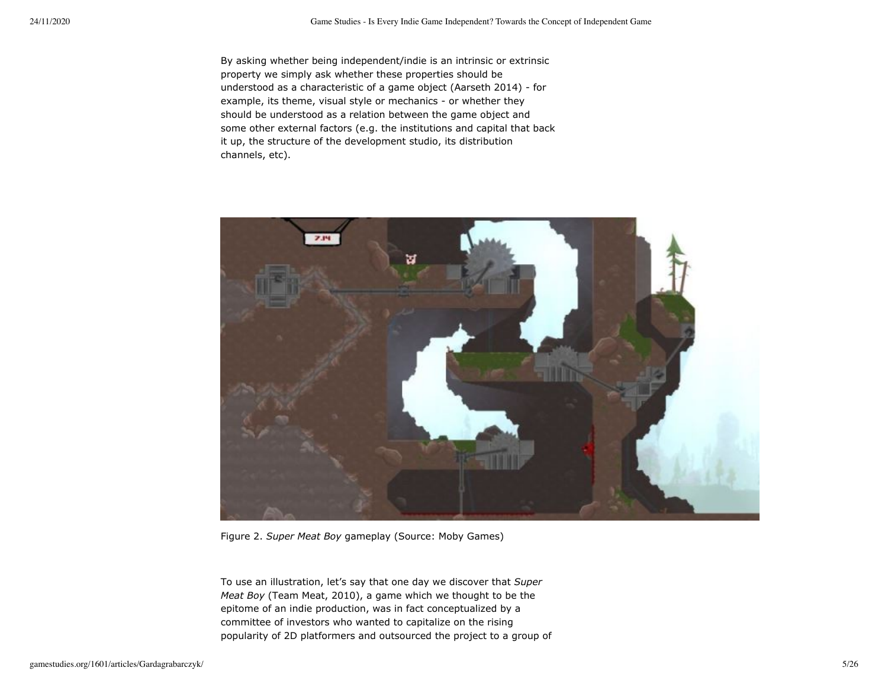By asking whether being independent/indie is an intrinsic or extrinsic property we simply ask whether these properties should be understood as a characteristic of a game object (Aarseth 2014) - for example, its theme, visual style or mechanics - or whether they should be understood as a relation between the game object and some other external factors (e.g. the institutions and capital that back it up, the structure of the development studio, its distribution channels, etc).

Figure 2. *Super Meat Boy* gameplay (Source: Moby Games)

To use an illustration, let's say that one day we discover that *Super Meat Boy* (Team Meat, 2010), a game which we thought to be the epitome of an indie production, was in fact conceptualized by a committee of investors who wanted to capitalize on the rising popularity of 2D platformers and outsourced the project to a group of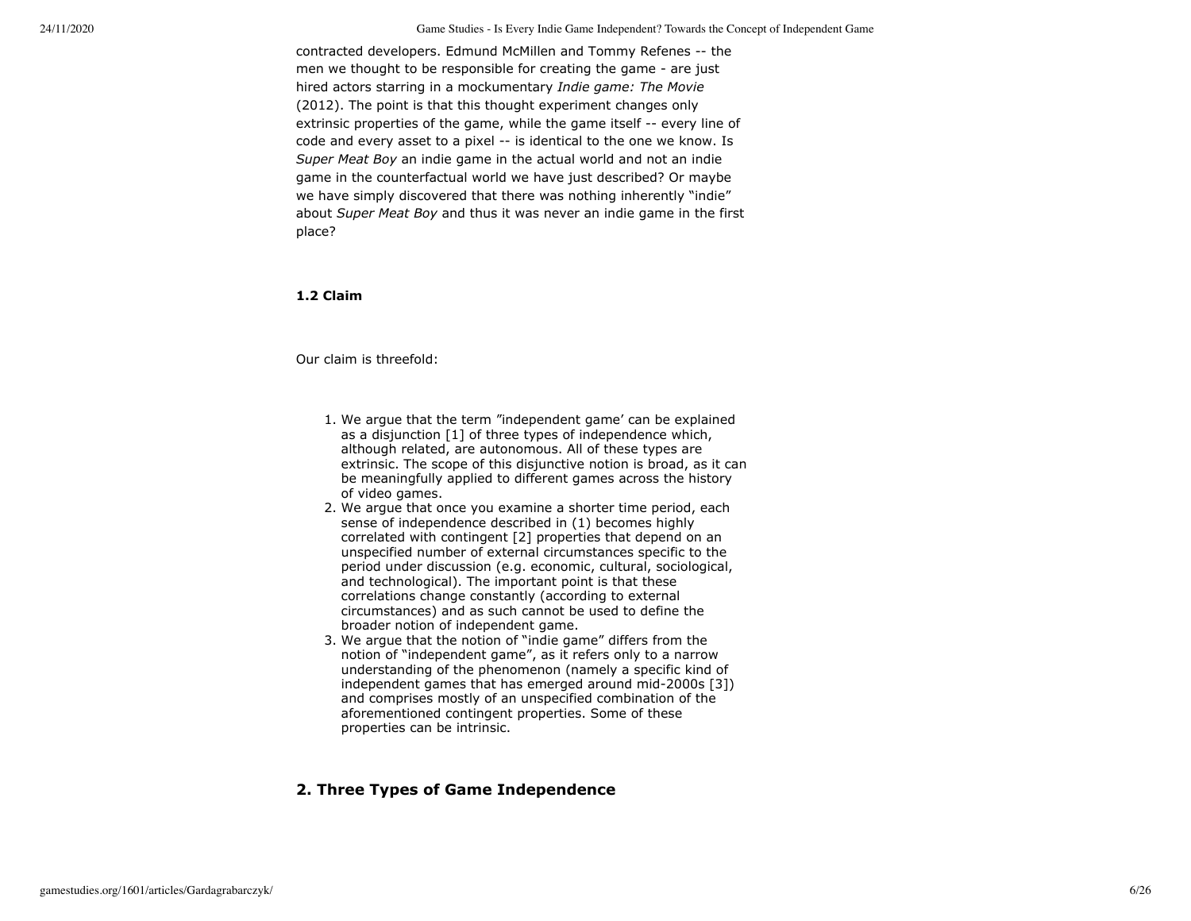contracted developers. Edmund McMillen and Tommy Refenes -- the men we thought to be responsible for creating the game - are just hired actors starring in a mockumentary *Indie game: The Movie* (2012). The point is that this thought experiment changes only extrinsic properties of the game, while the game itself -- every line of code and every asset to a pixel -- is identical to the one we know. Is *Super Meat Boy* an indie game in the actual world and not an indie game in the counterfactual world we have just described? Or maybe we have simply discovered that there was nothing inherently "indie" about *Super Meat Boy* and thus it was never an indie game in the first place?

### 1.2 Claim

Our claim is threefold:

1. We argue that the term "independent game' can be explained as a disjunction [1] of three types of independence which, although related, are autonomous. All of these types are extrinsic. The scope of this disjunctive notion is broad, as it can be meaningfully applied to different games across the history of video games.
2. We argue that once you examine a shorter time period, each sense of independence described in (1) becomes highly correlated with contingent [2] properties that depend on an unspecified number of external circumstances specific to the period under discussion (e.g. economic, cultural, sociological, and technological). The important point is that these correlations change constantly (according to external circumstances) and as such cannot be used to define the broader notion of independent game.
3. We argue that the notion of "indie game" differs from the notion of "independent game", as it refers only to a narrow understanding of the phenomenon (namely a specific kind of independent games that has emerged around mid-2000s [3]) and comprises mostly of an unspecified combination of the aforementioned contingent properties. Some of these properties can be intrinsic.

## 2. Three Types of Game Independence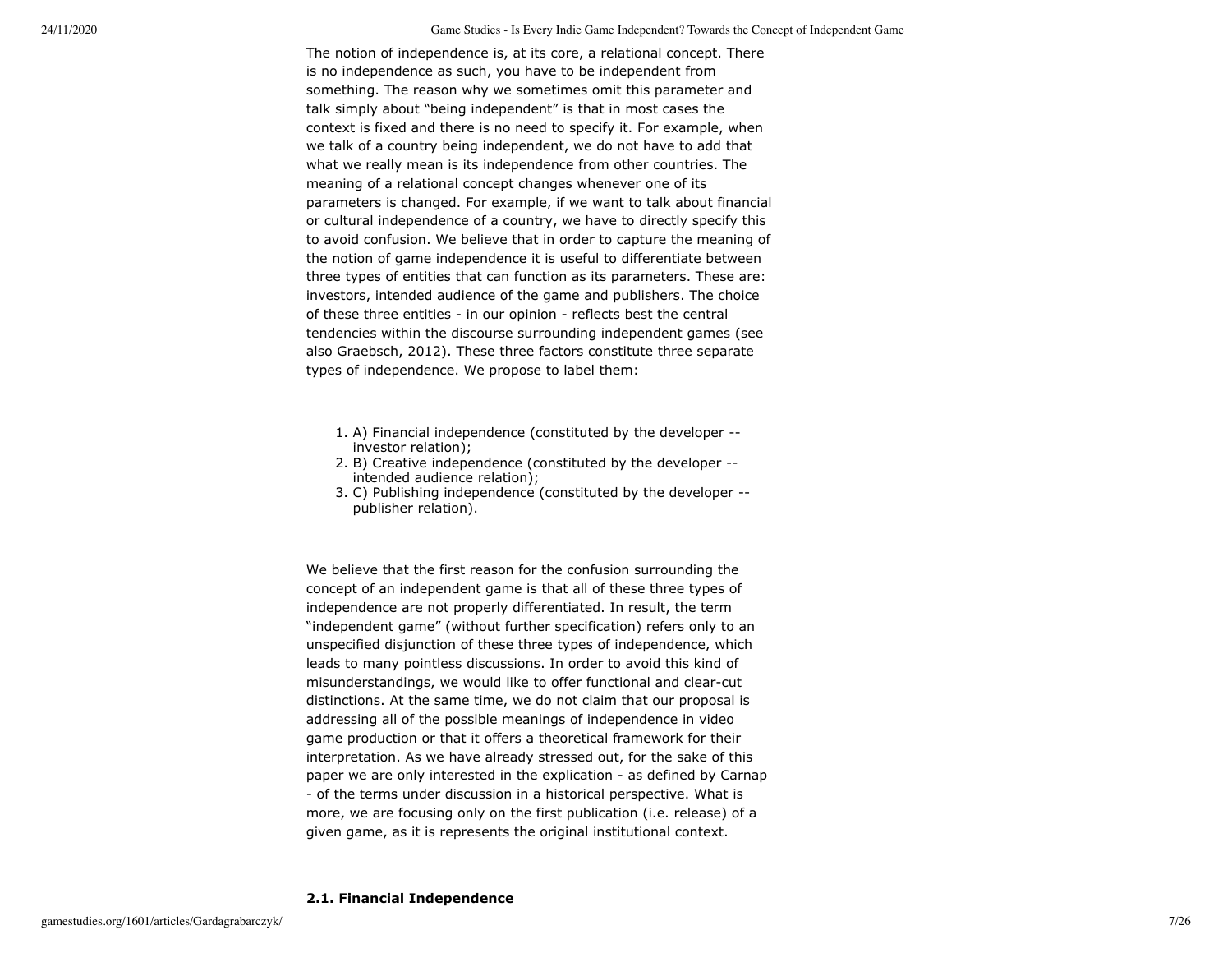The notion of independence is, at its core, a relational concept. There is no independence as such, you have to be independent from something. The reason why we sometimes omit this parameter and talk simply about "being independent" is that in most cases the context is fixed and there is no need to specify it. For example, when we talk of a country being independent, we do not have to add that what we really mean is its independence from other countries. The meaning of a relational concept changes whenever one of its parameters is changed. For example, if we want to talk about financial or cultural independence of a country, we have to directly specify this to avoid confusion. We believe that in order to capture the meaning of the notion of game independence it is useful to differentiate between three types of entities that can function as its parameters. These are: investors, intended audience of the game and publishers. The choice of these three entities - in our opinion - reflects best the central tendencies within the discourse surrounding independent games (see also Graebsch, 2012). These three factors constitute three separate types of independence. We propose to label them:

1. A) Financial independence (constituted by the developer -- investor relation);
2. B) Creative independence (constituted by the developer -- intended audience relation);
3. C) Publishing independence (constituted by the developer -- publisher relation).

We believe that the first reason for the confusion surrounding the concept of an independent game is that all of these three types of independence are not properly differentiated. In result, the term "independent game" (without further specification) refers only to an unspecified disjunction of these three types of independence, which leads to many pointless discussions. In order to avoid this kind of misunderstandings, we would like to offer functional and clear-cut distinctions. At the same time, we do not claim that our proposal is addressing all of the possible meanings of independence in video game production or that it offers a theoretical framework for their interpretation. As we have already stressed out, for the sake of this paper we are only interested in the explication - as defined by Carnap - of the terms under discussion in a historical perspective. What is more, we are focusing only on the first publication (i.e. release) of a given game, as it is represents the original institutional context.

### 2.1. Financial Independence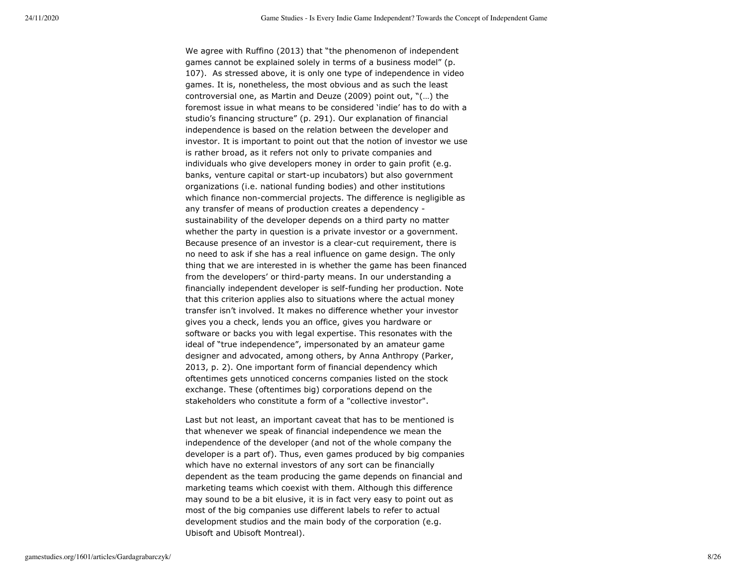We agree with Ruffino (2013) that "the phenomenon of independent games cannot be explained solely in terms of a business model" (p. 107). As stressed above, it is only one type of independence in video games. It is, nonetheless, the most obvious and as such the least controversial one, as Martin and Deuze (2009) point out, "(…) the foremost issue in what means to be considered 'indie' has to do with a studio's financing structure" (p. 291). Our explanation of financial independence is based on the relation between the developer and investor. It is important to point out that the notion of investor we use is rather broad, as it refers not only to private companies and individuals who give developers money in order to gain profit (e.g. banks, venture capital or start-up incubators) but also government organizations (i.e. national funding bodies) and other institutions which finance non-commercial projects. The difference is negligible as any transfer of means of production creates a dependency - sustainability of the developer depends on a third party no matter whether the party in question is a private investor or a government. Because presence of an investor is a clear-cut requirement, there is no need to ask if she has a real influence on game design. The only thing that we are interested in is whether the game has been financed from the developers' or third-party means. In our understanding a financially independent developer is self-funding her production. Note that this criterion applies also to situations where the actual money transfer isn't involved. It makes no difference whether your investor gives you a check, lends you an office, gives you hardware or software or backs you with legal expertise. This resonates with the ideal of "true independence", impersonated by an amateur game designer and advocated, among others, by Anna Anthropy (Parker, 2013, p. 2). One important form of financial dependency which oftentimes gets unnoticed concerns companies listed on the stock exchange. These (oftentimes big) corporations depend on the stakeholders who constitute a form of a "collective investor".

Last but not least, an important caveat that has to be mentioned is that whenever we speak of financial independence we mean the independence of the developer (and not of the whole company the developer is a part of). Thus, even games produced by big companies which have no external investors of any sort can be financially dependent as the team producing the game depends on financial and marketing teams which coexist with them. Although this difference may sound to be a bit elusive, it is in fact very easy to point out as most of the big companies use different labels to refer to actual development studios and the main body of the corporation (e.g. Ubisoft and Ubisoft Montreal).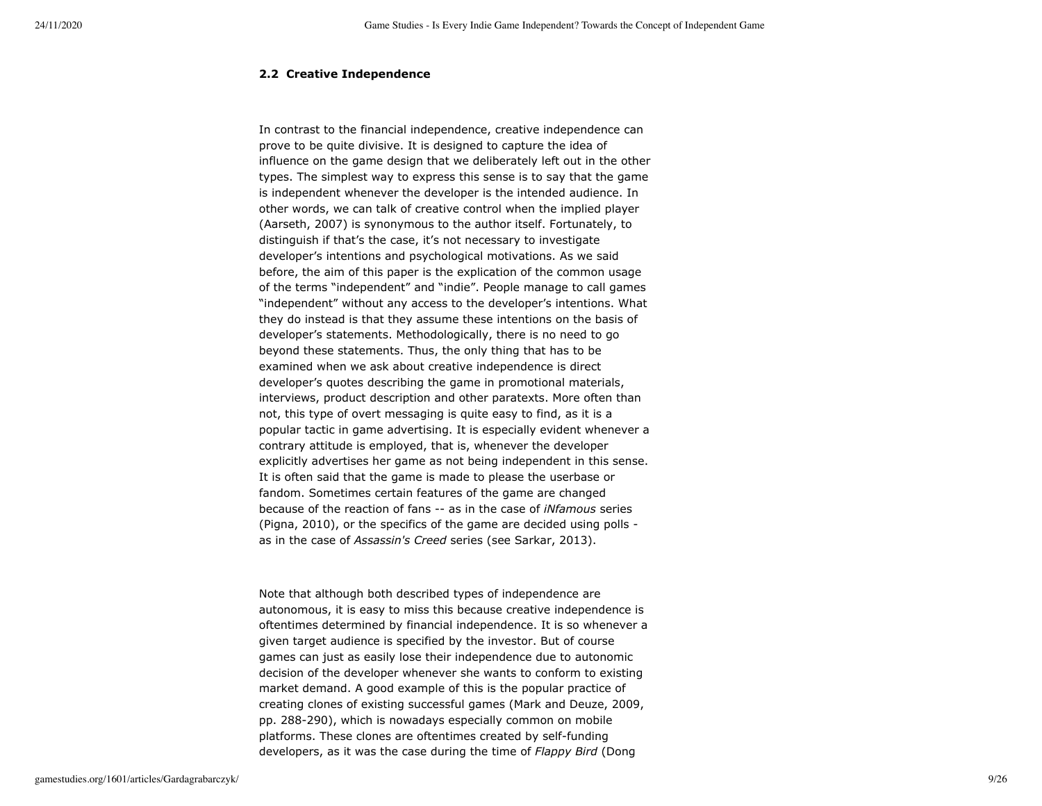### 2.2 Creative Independence

In contrast to the financial independence, creative independence can prove to be quite divisive. It is designed to capture the idea of influence on the game design that we deliberately left out in the other types. The simplest way to express this sense is to say that the game is independent whenever the developer is the intended audience. In other words, we can talk of creative control when the implied player (Aarseth, 2007) is synonymous to the author itself. Fortunately, to distinguish if that's the case, it's not necessary to investigate developer's intentions and psychological motivations. As we said before, the aim of this paper is the explication of the common usage of the terms "independent" and "indie". People manage to call games "independent" without any access to the developer's intentions. What they do instead is that they assume these intentions on the basis of developer's statements. Methodologically, there is no need to go beyond these statements. Thus, the only thing that has to be examined when we ask about creative independence is direct developer's quotes describing the game in promotional materials, interviews, product description and other paratexts. More often than not, this type of overt messaging is quite easy to find, as it is a popular tactic in game advertising. It is especially evident whenever a contrary attitude is employed, that is, whenever the developer explicitly advertises her game as not being independent in this sense. It is often said that the game is made to please the userbase or fandom. Sometimes certain features of the game are changed because of the reaction of fans -- as in the case of *iNfamous* series (Pigna, 2010), or the specifics of the game are decided using polls - as in the case of *Assassin's Creed* series (see Sarkar, 2013).

Note that although both described types of independence are autonomous, it is easy to miss this because creative independence is oftentimes determined by financial independence. It is so whenever a given target audience is specified by the investor. But of course games can just as easily lose their independence due to autonomic decision of the developer whenever she wants to conform to existing market demand. A good example of this is the popular practice of creating clones of existing successful games (Mark and Deuze, 2009, pp. 288-290), which is nowadays especially common on mobile platforms. These clones are oftentimes created by self-funding developers, as it was the case during the time of *Flappy Bird* (Dong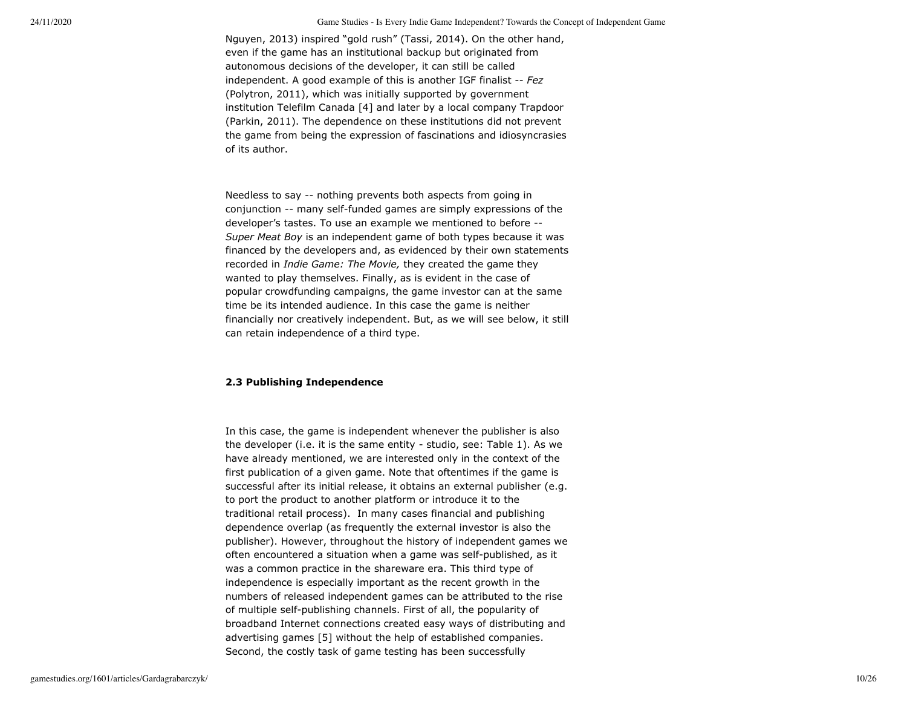Nguyen, 2013) inspired "gold rush" (Tassi, 2014). On the other hand, even if the game has an institutional backup but originated from autonomous decisions of the developer, it can still be called independent. A good example of this is another IGF finalist -- *Fez* (Polytron, 2011), which was initially supported by government institution Telefilm Canada [4] and later by a local company Trapdoor (Parkin, 2011). The dependence on these institutions did not prevent the game from being the expression of fascinations and idiosyncrasies of its author.

Needless to say -- nothing prevents both aspects from going in conjunction -- many self-funded games are simply expressions of the developer's tastes. To use an example we mentioned to before -- *Super Meat Boy* is an independent game of both types because it was financed by the developers and, as evidenced by their own statements recorded in *Indie Game: The Movie,* they created the game they wanted to play themselves. Finally, as is evident in the case of popular crowdfunding campaigns, the game investor can at the same time be its intended audience. In this case the game is neither financially nor creatively independent. But, as we will see below, it still can retain independence of a third type.

### 2.3 Publishing Independence

In this case, the game is independent whenever the publisher is also the developer (i.e. it is the same entity - studio, see: Table 1). As we have already mentioned, we are interested only in the context of the first publication of a given game. Note that oftentimes if the game is successful after its initial release, it obtains an external publisher (e.g. to port the product to another platform or introduce it to the traditional retail process). In many cases financial and publishing dependence overlap (as frequently the external investor is also the publisher). However, throughout the history of independent games we often encountered a situation when a game was self-published, as it was a common practice in the shareware era. This third type of independence is especially important as the recent growth in the numbers of released independent games can be attributed to the rise of multiple self-publishing channels. First of all, the popularity of broadband Internet connections created easy ways of distributing and advertising games [5] without the help of established companies. Second, the costly task of game testing has been successfully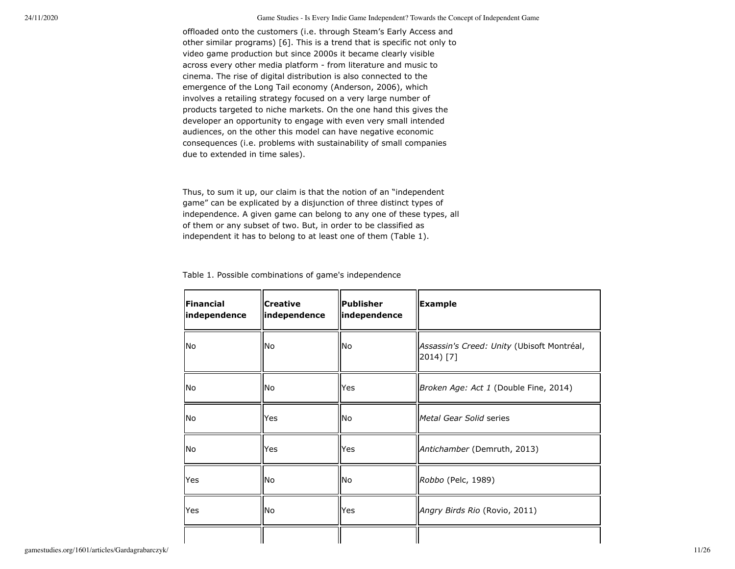offloaded onto the customers (i.e. through Steam's Early Access and other similar programs) [6]. This is a trend that is specific not only to video game production but since 2000s it became clearly visible across every other media platform - from literature and music to cinema. The rise of digital distribution is also connected to the emergence of the Long Tail economy (Anderson, 2006), which involves a retailing strategy focused on a very large number of products targeted to niche markets. On the one hand this gives the developer an opportunity to engage with even very small intended audiences, on the other this model can have negative economic consequences (i.e. problems with sustainability of small companies due to extended in time sales).

Thus, to sum it up, our claim is that the notion of an "independent game" can be explicated by a disjunction of three distinct types of independence. A given game can belong to any one of these types, all of them or any subset of two. But, in order to be classified as independent it has to belong to at least one of them (Table 1).

Table 1. Possible combinations of game's independence

| **Financial independence** | **Creative independence** | **Publisher independence** | **Example** |
| --- | --- | --- | --- |
| No | No | No | *Assassin's Creed: Unity* (Ubisoft Montréal, 2014) [7] |
| No | No | Yes | *Broken Age: Act 1* (Double Fine, 2014) |
| No | Yes | No | *Metal Gear Solid* series |
| No | Yes | Yes | *Antichamber* (Demruth, 2013) |
| Yes | No | No | *Robbo* (Pelc, 1989) |
| Yes | No | Yes | *Angry Birds Rio* (Rovio, 2011) |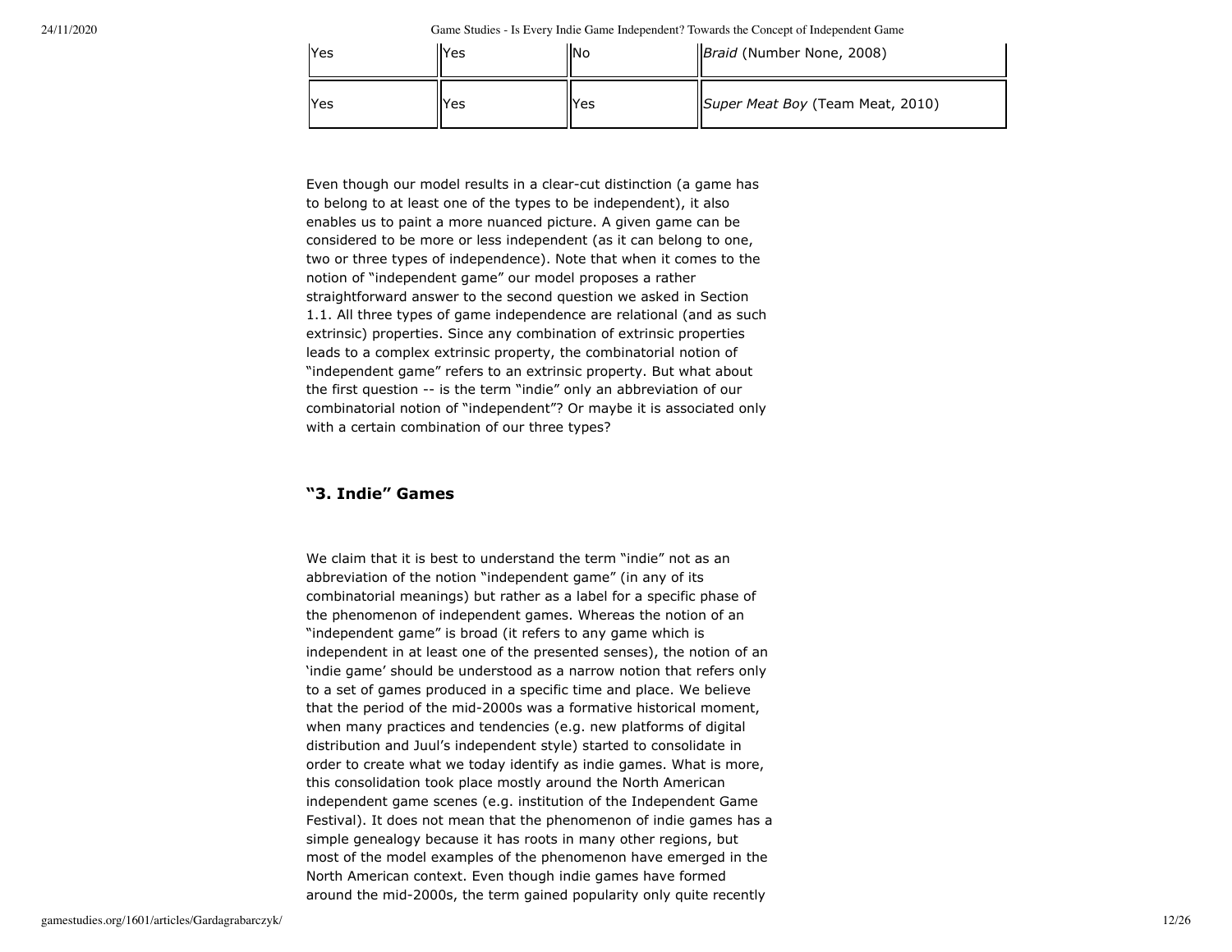| | | | |
|---|---|---|---|
| Yes | Yes | No | *Braid* (Number None, 2008) |
| Yes | Yes | Yes | *Super Meat Boy* (Team Meat, 2010) |

Even though our model results in a clear-cut distinction (a game has to belong to at least one of the types to be independent), it also enables us to paint a more nuanced picture. A given game can be considered to be more or less independent (as it can belong to one, two or three types of independence). Note that when it comes to the notion of "independent game" our model proposes a rather straightforward answer to the second question we asked in Section 1.1. All three types of game independence are relational (and as such extrinsic) properties. Since any combination of extrinsic properties leads to a complex extrinsic property, the combinatorial notion of "independent game" refers to an extrinsic property. But what about the first question -- is the term "indie" only an abbreviation of our combinatorial notion of "independent"? Or maybe it is associated only with a certain combination of our three types?

### "3. Indie" Games

We claim that it is best to understand the term "indie" not as an abbreviation of the notion "independent game" (in any of its combinatorial meanings) but rather as a label for a specific phase of the phenomenon of independent games. Whereas the notion of an "independent game" is broad (it refers to any game which is independent in at least one of the presented senses), the notion of an 'indie game' should be understood as a narrow notion that refers only to a set of games produced in a specific time and place. We believe that the period of the mid-2000s was a formative historical moment, when many practices and tendencies (e.g. new platforms of digital distribution and Juul's independent style) started to consolidate in order to create what we today identify as indie games. What is more, this consolidation took place mostly around the North American independent game scenes (e.g. institution of the Independent Game Festival). It does not mean that the phenomenon of indie games has a simple genealogy because it has roots in many other regions, but most of the model examples of the phenomenon have emerged in the North American context. Even though indie games have formed around the mid-2000s, the term gained popularity only quite recently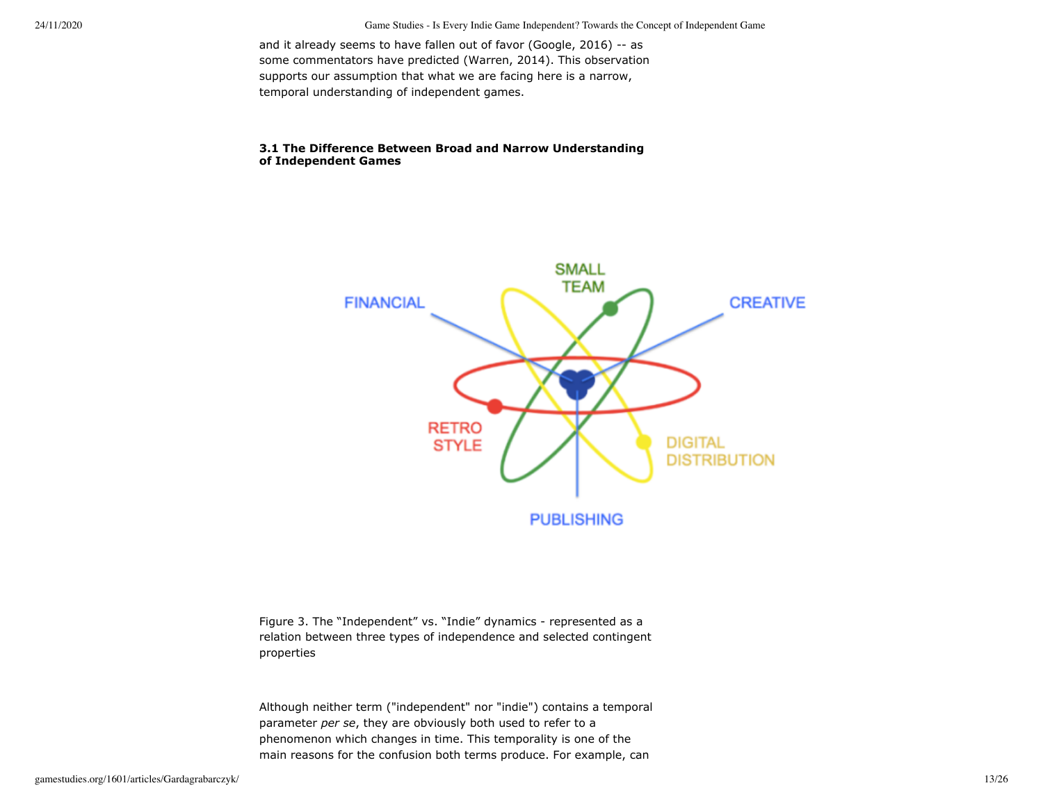and it already seems to have fallen out of favor (Google, 2016) -- as some commentators have predicted (Warren, 2014). This observation supports our assumption that what we are facing here is a narrow, temporal understanding of independent games.

### 3.1 The Difference Between Broad and Narrow Understanding of Independent Games

Figure 3. The "Independent" vs. "Indie" dynamics - represented as a relation between three types of independence and selected contingent properties

Although neither term ("independent" nor "indie") contains a temporal parameter *per se*, they are obviously both used to refer to a phenomenon which changes in time. This temporality is one of the main reasons for the confusion both terms produce. For example, can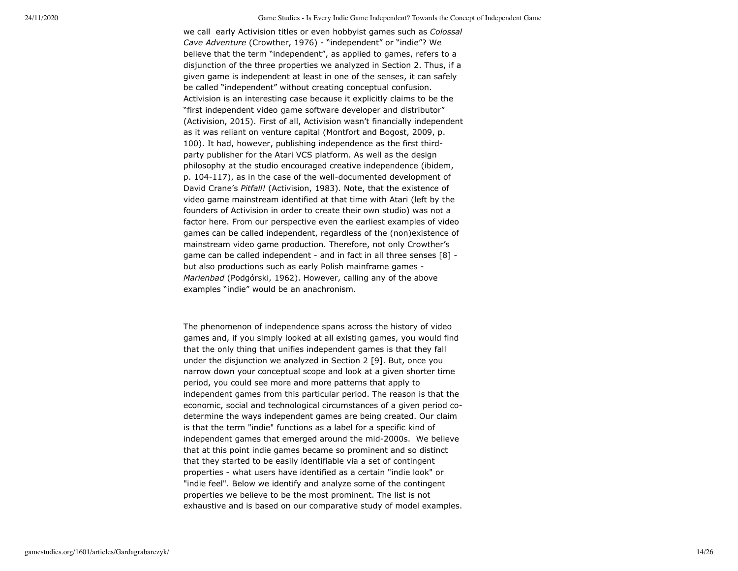we call early Activision titles or even hobbyist games such as *Colossal Cave Adventure* (Crowther, 1976) - "independent" or "indie"? We believe that the term "independent", as applied to games, refers to a disjunction of the three properties we analyzed in Section 2. Thus, if a given game is independent at least in one of the senses, it can safely be called "independent" without creating conceptual confusion. Activision is an interesting case because it explicitly claims to be the "first independent video game software developer and distributor" (Activision, 2015). First of all, Activision wasn't financially independent as it was reliant on venture capital (Montfort and Bogost, 2009, p. 100). It had, however, publishing independence as the first third-party publisher for the Atari VCS platform. As well as the design philosophy at the studio encouraged creative independence (ibidem, p. 104-117), as in the case of the well-documented development of David Crane's *Pitfall!* (Activision, 1983). Note, that the existence of video game mainstream identified at that time with Atari (left by the founders of Activision in order to create their own studio) was not a factor here. From our perspective even the earliest examples of video games can be called independent, regardless of the (non)existence of mainstream video game production. Therefore, not only Crowther's game can be called independent - and in fact in all three senses [8] - but also productions such as early Polish mainframe games - *Marienbad* (Podgórski, 1962). However, calling any of the above examples "indie" would be an anachronism.

The phenomenon of independence spans across the history of video games and, if you simply looked at all existing games, you would find that the only thing that unifies independent games is that they fall under the disjunction we analyzed in Section 2 [9]. But, once you narrow down your conceptual scope and look at a given shorter time period, you could see more and more patterns that apply to independent games from this particular period. The reason is that the economic, social and technological circumstances of a given period co-determine the ways independent games are being created. Our claim is that the term "indie" functions as a label for a specific kind of independent games that emerged around the mid-2000s. We believe that at this point indie games became so prominent and so distinct that they started to be easily identifiable via a set of contingent properties - what users have identified as a certain "indie look" or "indie feel". Below we identify and analyze some of the contingent properties we believe to be the most prominent. The list is not exhaustive and is based on our comparative study of model examples.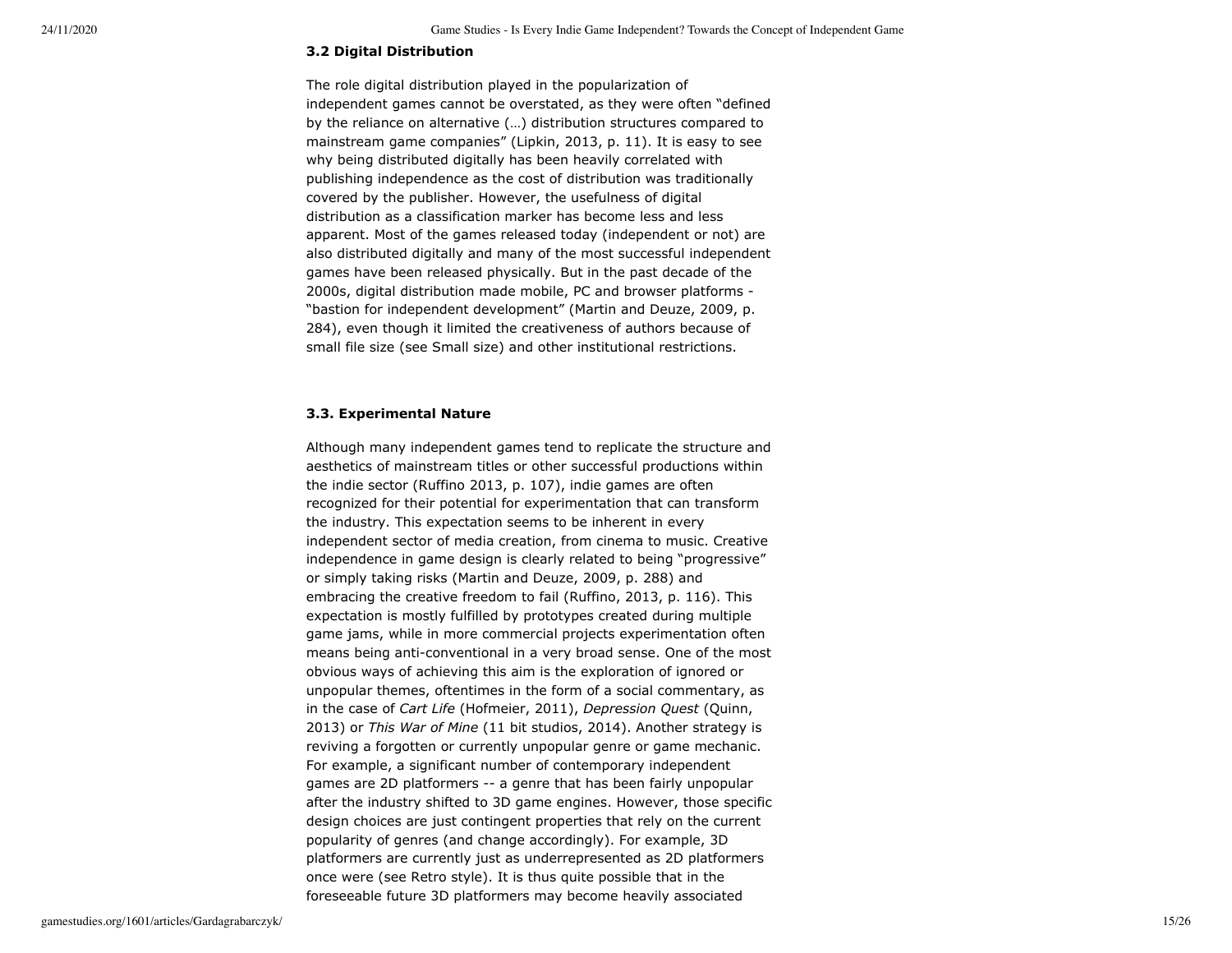### 3.2 Digital Distribution

The role digital distribution played in the popularization of independent games cannot be overstated, as they were often "defined by the reliance on alternative (…) distribution structures compared to mainstream game companies" (Lipkin, 2013, p. 11). It is easy to see why being distributed digitally has been heavily correlated with publishing independence as the cost of distribution was traditionally covered by the publisher. However, the usefulness of digital distribution as a classification marker has become less and less apparent. Most of the games released today (independent or not) are also distributed digitally and many of the most successful independent games have been released physically. But in the past decade of the 2000s, digital distribution made mobile, PC and browser platforms - "bastion for independent development" (Martin and Deuze, 2009, p. 284), even though it limited the creativeness of authors because of small file size (see Small size) and other institutional restrictions.

### 3.3. Experimental Nature

Although many independent games tend to replicate the structure and aesthetics of mainstream titles or other successful productions within the indie sector (Ruffino 2013, p. 107), indie games are often recognized for their potential for experimentation that can transform the industry. This expectation seems to be inherent in every independent sector of media creation, from cinema to music. Creative independence in game design is clearly related to being "progressive" or simply taking risks (Martin and Deuze, 2009, p. 288) and embracing the creative freedom to fail (Ruffino, 2013, p. 116). This expectation is mostly fulfilled by prototypes created during multiple game jams, while in more commercial projects experimentation often means being anti-conventional in a very broad sense. One of the most obvious ways of achieving this aim is the exploration of ignored or unpopular themes, oftentimes in the form of a social commentary, as in the case of *Cart Life* (Hofmeier, 2011), *Depression Quest* (Quinn, 2013) or *This War of Mine* (11 bit studios, 2014). Another strategy is reviving a forgotten or currently unpopular genre or game mechanic. For example, a significant number of contemporary independent games are 2D platformers -- a genre that has been fairly unpopular after the industry shifted to 3D game engines. However, those specific design choices are just contingent properties that rely on the current popularity of genres (and change accordingly). For example, 3D platformers are currently just as underrepresented as 2D platformers once were (see Retro style). It is thus quite possible that in the foreseeable future 3D platformers may become heavily associated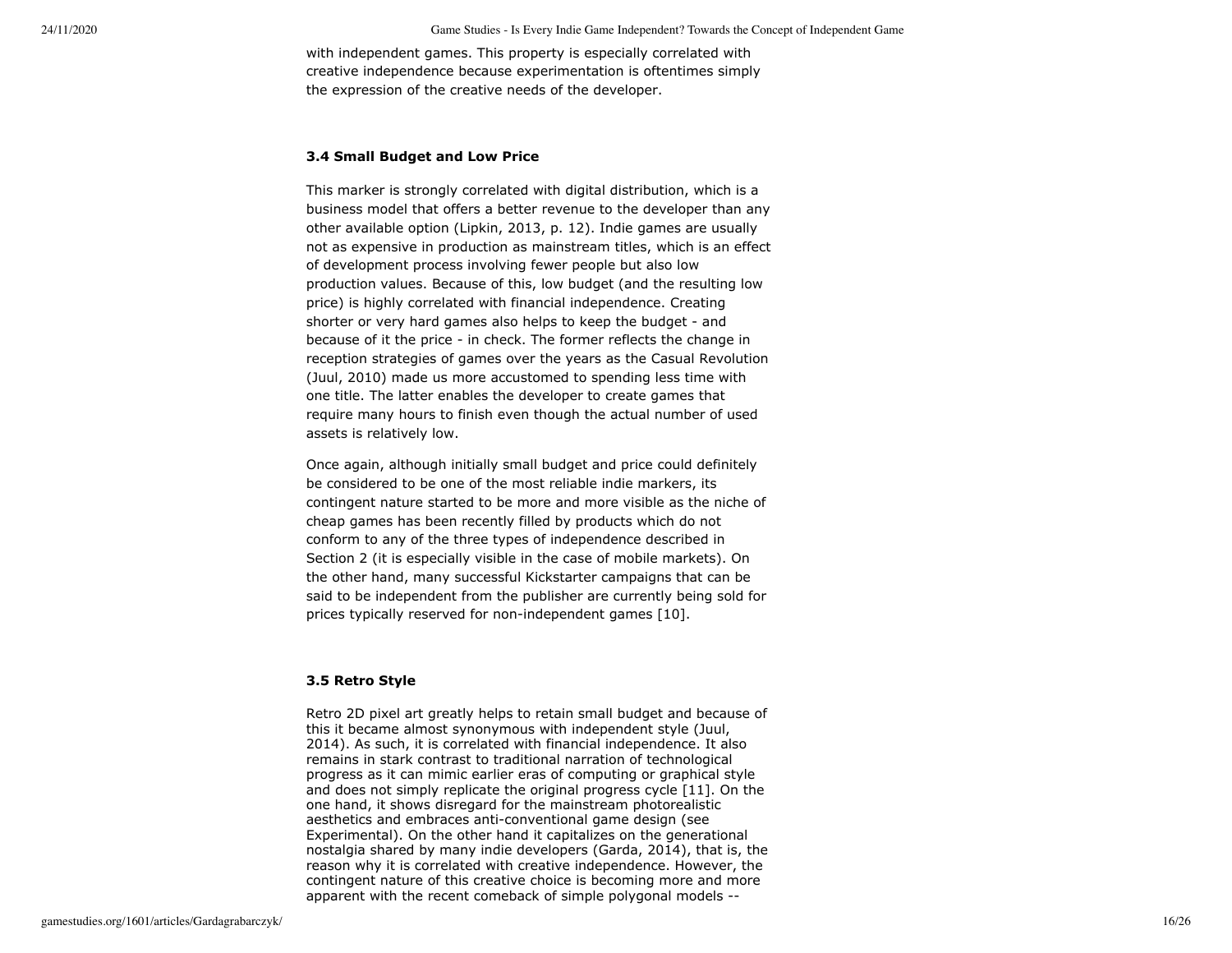with independent games. This property is especially correlated with creative independence because experimentation is oftentimes simply the expression of the creative needs of the developer.

### 3.4 Small Budget and Low Price

This marker is strongly correlated with digital distribution, which is a business model that offers a better revenue to the developer than any other available option (Lipkin, 2013, p. 12). Indie games are usually not as expensive in production as mainstream titles, which is an effect of development process involving fewer people but also low production values. Because of this, low budget (and the resulting low price) is highly correlated with financial independence. Creating shorter or very hard games also helps to keep the budget - and because of it the price - in check. The former reflects the change in reception strategies of games over the years as the Casual Revolution (Juul, 2010) made us more accustomed to spending less time with one title. The latter enables the developer to create games that require many hours to finish even though the actual number of used assets is relatively low.

Once again, although initially small budget and price could definitely be considered to be one of the most reliable indie markers, its contingent nature started to be more and more visible as the niche of cheap games has been recently filled by products which do not conform to any of the three types of independence described in Section 2 (it is especially visible in the case of mobile markets). On the other hand, many successful Kickstarter campaigns that can be said to be independent from the publisher are currently being sold for prices typically reserved for non-independent games [10].

### 3.5 Retro Style

Retro 2D pixel art greatly helps to retain small budget and because of this it became almost synonymous with independent style (Juul, 2014). As such, it is correlated with financial independence. It also remains in stark contrast to traditional narration of technological progress as it can mimic earlier eras of computing or graphical style and does not simply replicate the original progress cycle [11]. On the one hand, it shows disregard for the mainstream photorealistic aesthetics and embraces anti-conventional game design (see Experimental). On the other hand it capitalizes on the generational nostalgia shared by many indie developers (Garda, 2014), that is, the reason why it is correlated with creative independence. However, the contingent nature of this creative choice is becoming more and more apparent with the recent comeback of simple polygonal models --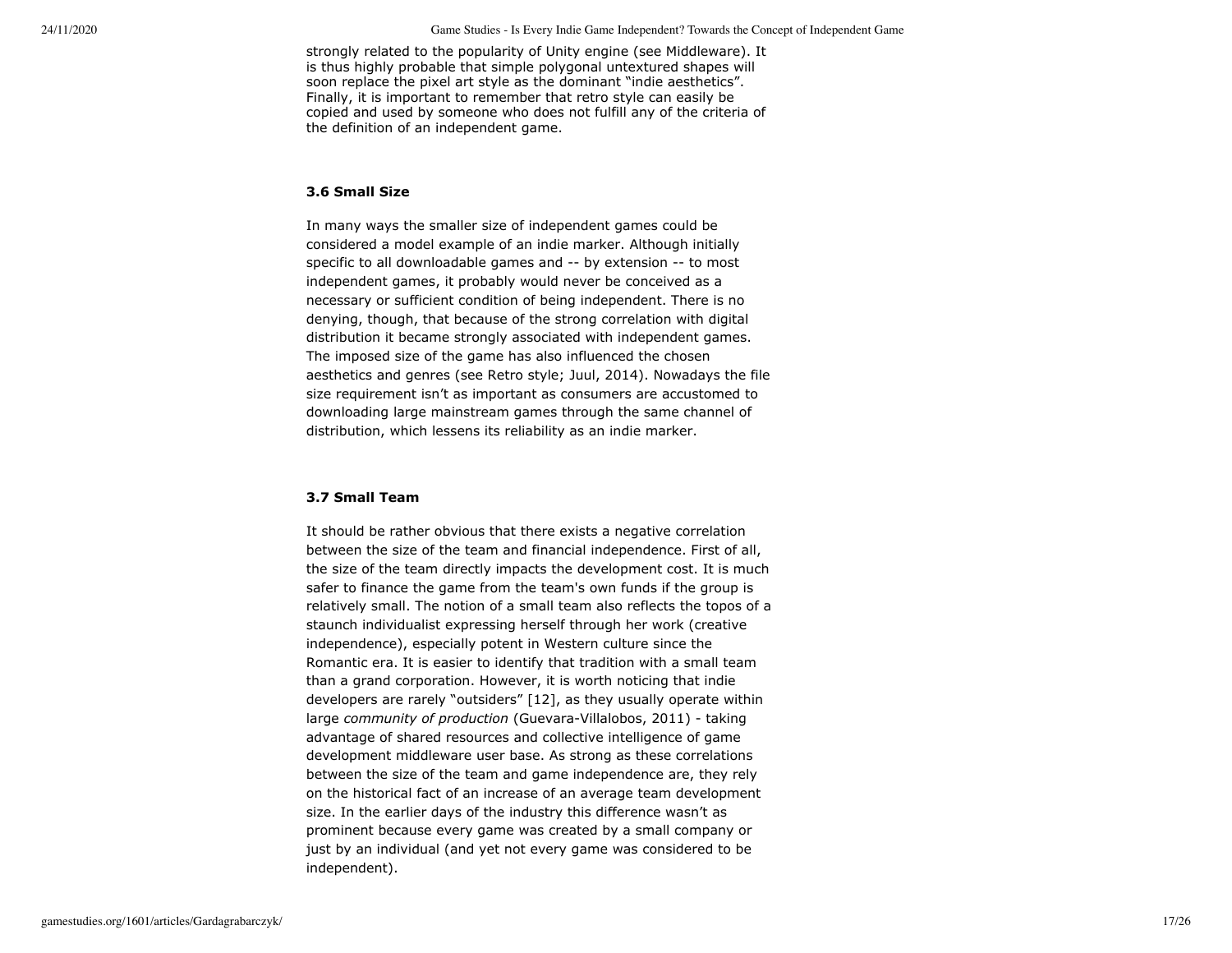strongly related to the popularity of Unity engine (see Middleware). It is thus highly probable that simple polygonal untextured shapes will soon replace the pixel art style as the dominant "indie aesthetics". Finally, it is important to remember that retro style can easily be copied and used by someone who does not fulfill any of the criteria of the definition of an independent game.

### 3.6 Small Size

In many ways the smaller size of independent games could be considered a model example of an indie marker. Although initially specific to all downloadable games and -- by extension -- to most independent games, it probably would never be conceived as a necessary or sufficient condition of being independent. There is no denying, though, that because of the strong correlation with digital distribution it became strongly associated with independent games. The imposed size of the game has also influenced the chosen aesthetics and genres (see Retro style; Juul, 2014). Nowadays the file size requirement isn't as important as consumers are accustomed to downloading large mainstream games through the same channel of distribution, which lessens its reliability as an indie marker.

### 3.7 Small Team

It should be rather obvious that there exists a negative correlation between the size of the team and financial independence. First of all, the size of the team directly impacts the development cost. It is much safer to finance the game from the team's own funds if the group is relatively small. The notion of a small team also reflects the topos of a staunch individualist expressing herself through her work (creative independence), especially potent in Western culture since the Romantic era. It is easier to identify that tradition with a small team than a grand corporation. However, it is worth noticing that indie developers are rarely "outsiders" [12], as they usually operate within large *community of production* (Guevara-Villalobos, 2011) - taking advantage of shared resources and collective intelligence of game development middleware user base. As strong as these correlations between the size of the team and game independence are, they rely on the historical fact of an increase of an average team development size. In the earlier days of the industry this difference wasn't as prominent because every game was created by a small company or just by an individual (and yet not every game was considered to be independent).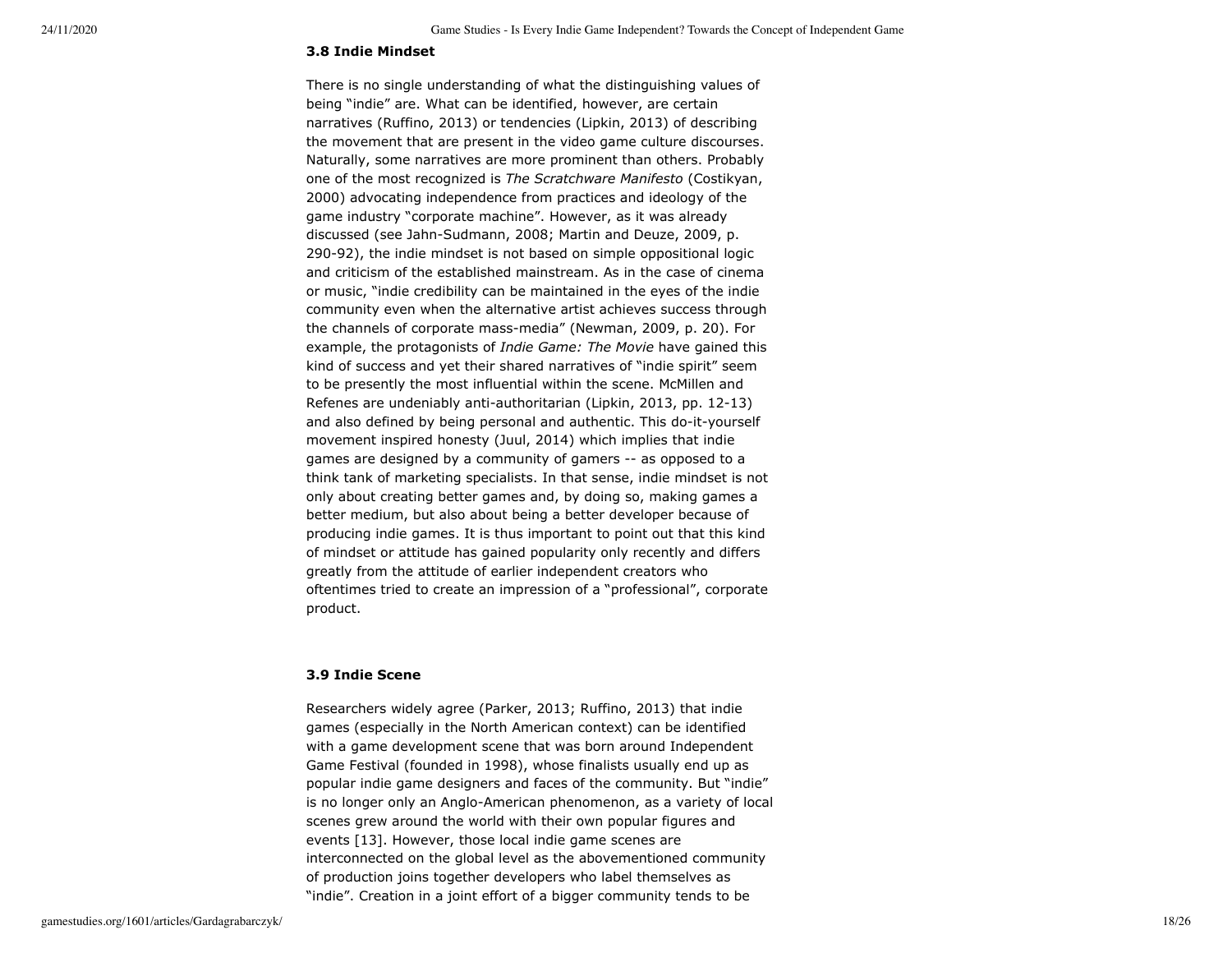### 3.8 Indie Mindset

There is no single understanding of what the distinguishing values of being "indie" are. What can be identified, however, are certain narratives (Ruffino, 2013) or tendencies (Lipkin, 2013) of describing the movement that are present in the video game culture discourses. Naturally, some narratives are more prominent than others. Probably one of the most recognized is *The Scratchware Manifesto* (Costikyan, 2000) advocating independence from practices and ideology of the game industry "corporate machine". However, as it was already discussed (see Jahn-Sudmann, 2008; Martin and Deuze, 2009, p. 290-92), the indie mindset is not based on simple oppositional logic and criticism of the established mainstream. As in the case of cinema or music, "indie credibility can be maintained in the eyes of the indie community even when the alternative artist achieves success through the channels of corporate mass-media" (Newman, 2009, p. 20). For example, the protagonists of *Indie Game: The Movie* have gained this kind of success and yet their shared narratives of "indie spirit" seem to be presently the most influential within the scene. McMillen and Refenes are undeniably anti-authoritarian (Lipkin, 2013, pp. 12-13) and also defined by being personal and authentic. This do-it-yourself movement inspired honesty (Juul, 2014) which implies that indie games are designed by a community of gamers -- as opposed to a think tank of marketing specialists. In that sense, indie mindset is not only about creating better games and, by doing so, making games a better medium, but also about being a better developer because of producing indie games. It is thus important to point out that this kind of mindset or attitude has gained popularity only recently and differs greatly from the attitude of earlier independent creators who oftentimes tried to create an impression of a "professional", corporate product.

### 3.9 Indie Scene

Researchers widely agree (Parker, 2013; Ruffino, 2013) that indie games (especially in the North American context) can be identified with a game development scene that was born around Independent Game Festival (founded in 1998), whose finalists usually end up as popular indie game designers and faces of the community. But "indie" is no longer only an Anglo-American phenomenon, as a variety of local scenes grew around the world with their own popular figures and events [13]. However, those local indie game scenes are interconnected on the global level as the abovementioned community of production joins together developers who label themselves as "indie". Creation in a joint effort of a bigger community tends to be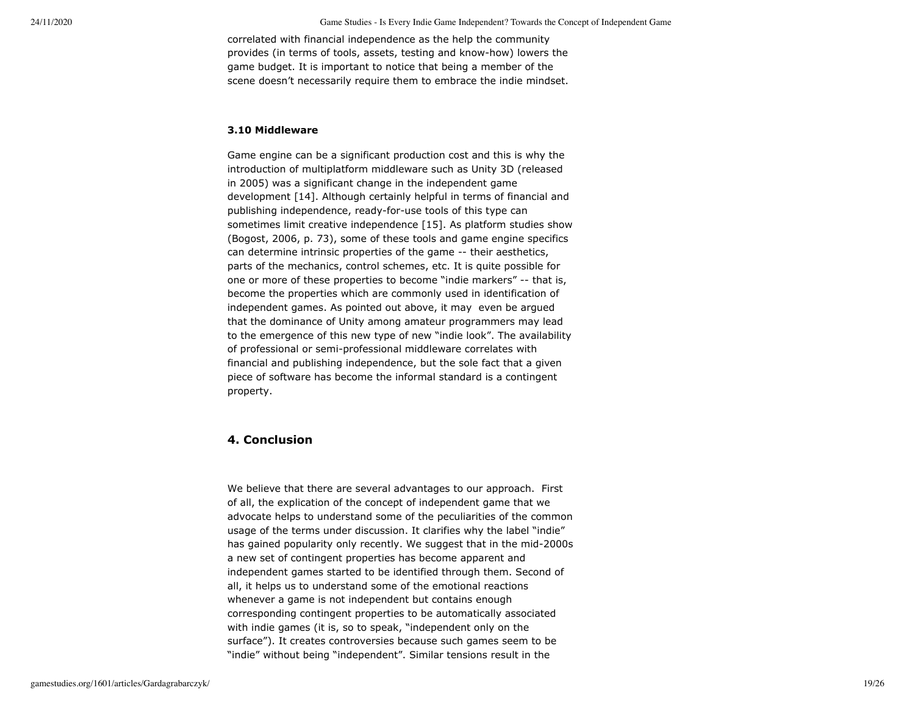correlated with financial independence as the help the community provides (in terms of tools, assets, testing and know-how) lowers the game budget. It is important to notice that being a member of the scene doesn't necessarily require them to embrace the indie mindset.

### 3.10 Middleware

Game engine can be a significant production cost and this is why the introduction of multiplatform middleware such as Unity 3D (released in 2005) was a significant change in the independent game development [14]. Although certainly helpful in terms of financial and publishing independence, ready-for-use tools of this type can sometimes limit creative independence [15]. As platform studies show (Bogost, 2006, p. 73), some of these tools and game engine specifics can determine intrinsic properties of the game -- their aesthetics, parts of the mechanics, control schemes, etc. It is quite possible for one or more of these properties to become "indie markers" -- that is, become the properties which are commonly used in identification of independent games. As pointed out above, it may even be argued that the dominance of Unity among amateur programmers may lead to the emergence of this new type of new "indie look". The availability of professional or semi-professional middleware correlates with financial and publishing independence, but the sole fact that a given piece of software has become the informal standard is a contingent property.

## 4. Conclusion

We believe that there are several advantages to our approach. First of all, the explication of the concept of independent game that we advocate helps to understand some of the peculiarities of the common usage of the terms under discussion. It clarifies why the label "indie" has gained popularity only recently. We suggest that in the mid-2000s a new set of contingent properties has become apparent and independent games started to be identified through them. Second of all, it helps us to understand some of the emotional reactions whenever a game is not independent but contains enough corresponding contingent properties to be automatically associated with indie games (it is, so to speak, "independent only on the surface"). It creates controversies because such games seem to be "indie" without being "independent". Similar tensions result in the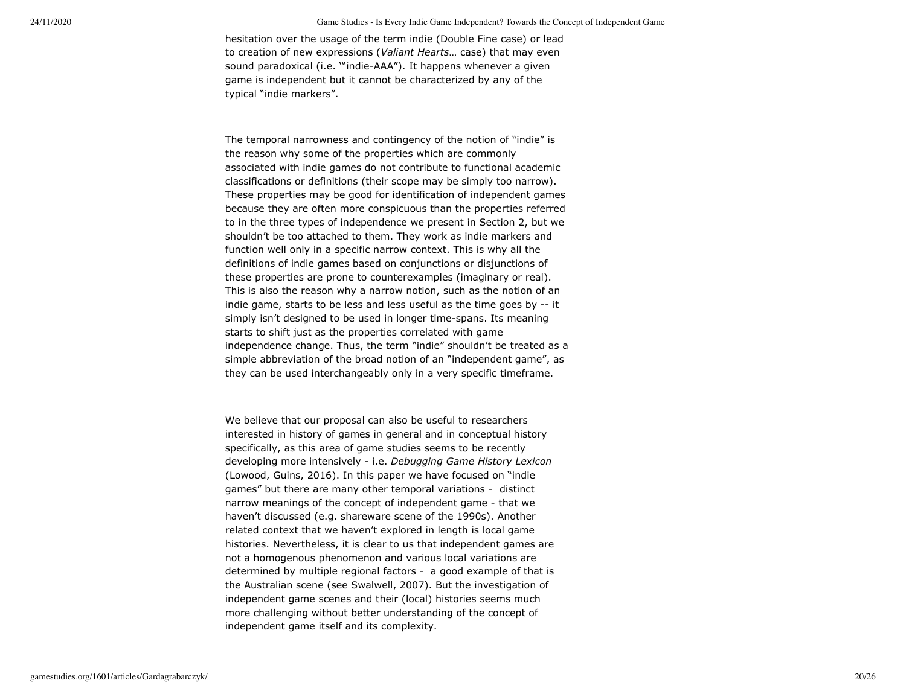hesitation over the usage of the term indie (Double Fine case) or lead to creation of new expressions (*Valiant Hearts*... case) that may even sound paradoxical (i.e. '"indie-AAA"). It happens whenever a given game is independent but it cannot be characterized by any of the typical "indie markers".

The temporal narrowness and contingency of the notion of "indie" is the reason why some of the properties which are commonly associated with indie games do not contribute to functional academic classifications or definitions (their scope may be simply too narrow). These properties may be good for identification of independent games because they are often more conspicuous than the properties referred to in the three types of independence we present in Section 2, but we shouldn't be too attached to them. They work as indie markers and function well only in a specific narrow context. This is why all the definitions of indie games based on conjunctions or disjunctions of these properties are prone to counterexamples (imaginary or real). This is also the reason why a narrow notion, such as the notion of an indie game, starts to be less and less useful as the time goes by -- it simply isn't designed to be used in longer time-spans. Its meaning starts to shift just as the properties correlated with game independence change. Thus, the term "indie" shouldn't be treated as a simple abbreviation of the broad notion of an "independent game", as they can be used interchangeably only in a very specific timeframe.

We believe that our proposal can also be useful to researchers interested in history of games in general and in conceptual history specifically, as this area of game studies seems to be recently developing more intensively - i.e. *Debugging Game History Lexicon* (Lowood, Guins, 2016). In this paper we have focused on "indie games" but there are many other temporal variations - distinct narrow meanings of the concept of independent game - that we haven't discussed (e.g. shareware scene of the 1990s). Another related context that we haven't explored in length is local game histories. Nevertheless, it is clear to us that independent games are not a homogenous phenomenon and various local variations are determined by multiple regional factors - a good example of that is the Australian scene (see Swalwell, 2007). But the investigation of independent game scenes and their (local) histories seems much more challenging without better understanding of the concept of independent game itself and its complexity.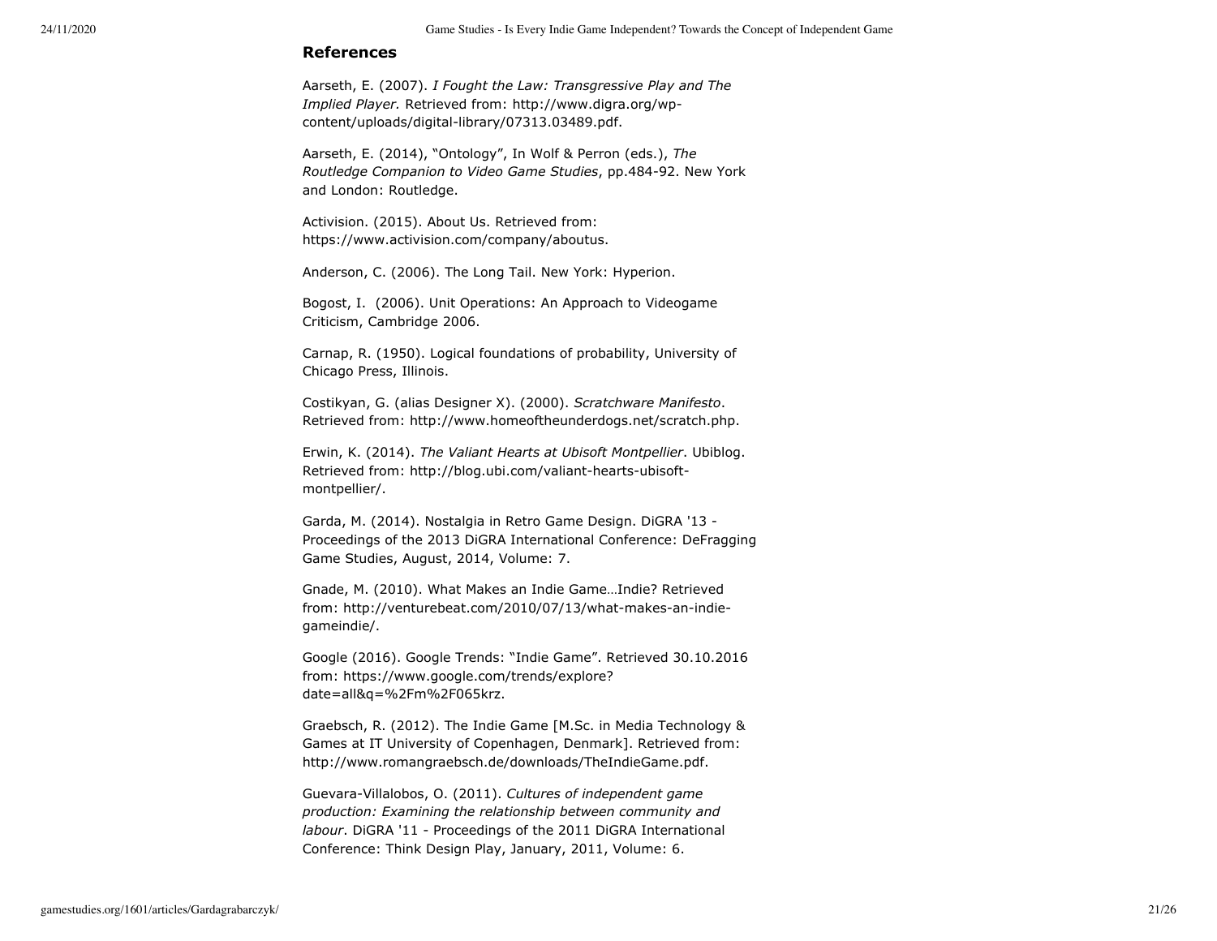## References

Aarseth, E. (2007). *I Fought the Law: Transgressive Play and The Implied Player.* Retrieved from: http://www.digra.org/wp-content/uploads/digital-library/07313.03489.pdf.

Aarseth, E. (2014), "Ontology", In Wolf & Perron (eds.), *The Routledge Companion to Video Game Studies*, pp.484-92. New York and London: Routledge.

Activision. (2015). About Us. Retrieved from: https://www.activision.com/company/aboutus.

Anderson, C. (2006). The Long Tail. New York: Hyperion.

Bogost, I. (2006). Unit Operations: An Approach to Videogame Criticism, Cambridge 2006.

Carnap, R. (1950). Logical foundations of probability, University of Chicago Press, Illinois.

Costikyan, G. (alias Designer X). (2000). *Scratchware Manifesto*. Retrieved from: http://www.homeoftheunderdogs.net/scratch.php.

Erwin, K. (2014). *The Valiant Hearts at Ubisoft Montpellier*. Ubiblog. Retrieved from: http://blog.ubi.com/valiant-hearts-ubisoft-montpellier/.

Garda, M. (2014). Nostalgia in Retro Game Design. DiGRA '13 - Proceedings of the 2013 DiGRA International Conference: DeFragging Game Studies, August, 2014, Volume: 7.

Gnade, M. (2010). What Makes an Indie Game…Indie? Retrieved from: http://venturebeat.com/2010/07/13/what-makes-an-indie-gameindie/.

Google (2016). Google Trends: "Indie Game". Retrieved 30.10.2016 from: https://www.google.com/trends/explore?date=all&q=%2Fm%2F065krz.

Graebsch, R. (2012). The Indie Game [M.Sc. in Media Technology & Games at IT University of Copenhagen, Denmark]. Retrieved from: http://www.romangraebsch.de/downloads/TheIndieGame.pdf.

Guevara-Villalobos, O. (2011). *Cultures of independent game production: Examining the relationship between community and labour*. DiGRA '11 - Proceedings of the 2011 DiGRA International Conference: Think Design Play, January, 2011, Volume: 6.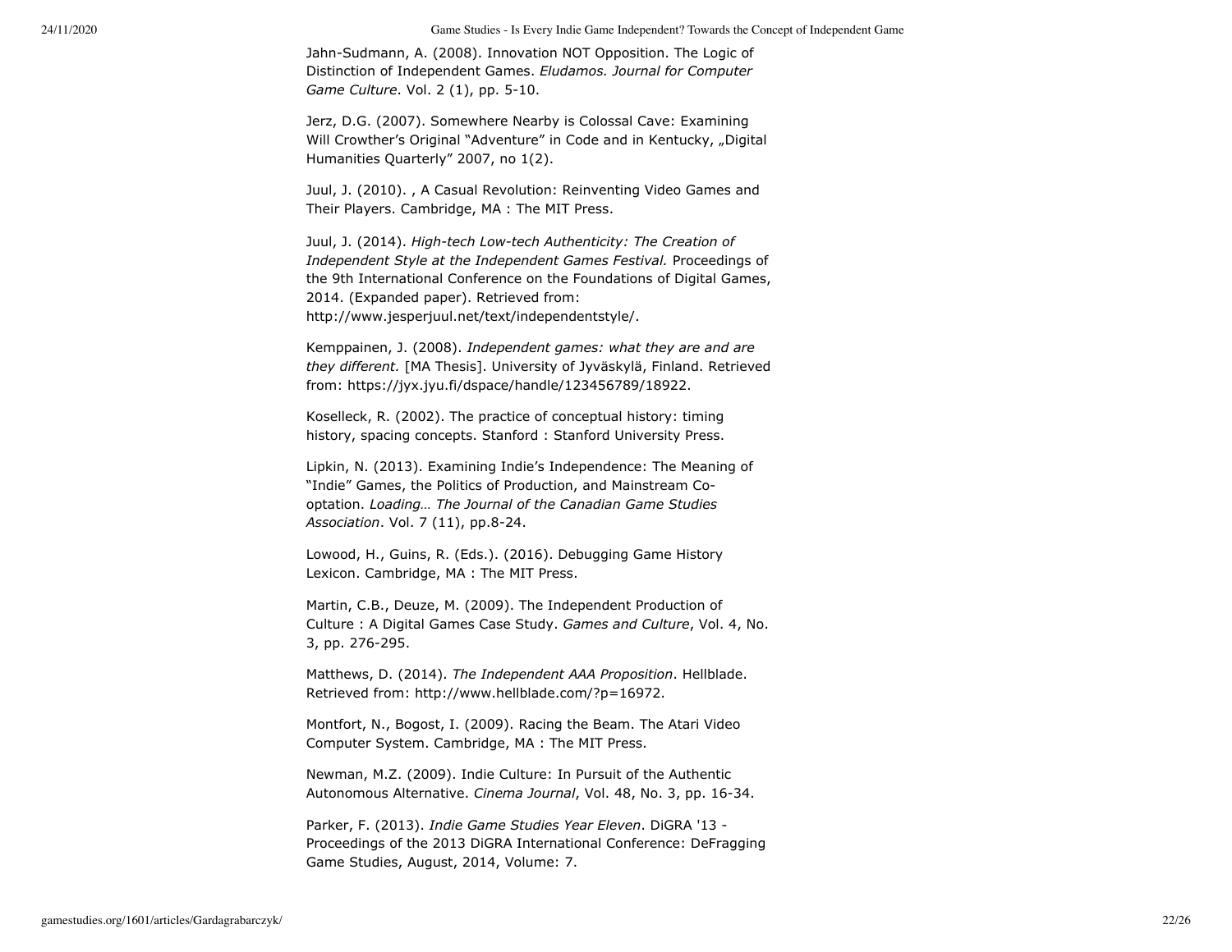Jahn-Sudmann, A. (2008). Innovation NOT Opposition. The Logic of Distinction of Independent Games. *Eludamos. Journal for Computer Game Culture*. Vol. 2 (1), pp. 5-10.

Jerz, D.G. (2007). Somewhere Nearby is Colossal Cave: Examining Will Crowther's Original "Adventure" in Code and in Kentucky, „Digital Humanities Quarterly" 2007, no 1(2).

Juul, J. (2010). , A Casual Revolution: Reinventing Video Games and Their Players. Cambridge, MA : The MIT Press.

Juul, J. (2014). *High-tech Low-tech Authenticity: The Creation of Independent Style at the Independent Games Festival.* Proceedings of the 9th International Conference on the Foundations of Digital Games, 2014. (Expanded paper). Retrieved from: http://www.jesperjuul.net/text/independentstyle/.

Kemppainen, J. (2008). *Independent games: what they are and are they different.* [MA Thesis]. University of Jyväskylä, Finland. Retrieved from: https://jyx.jyu.fi/dspace/handle/123456789/18922.

Koselleck, R. (2002). The practice of conceptual history: timing history, spacing concepts. Stanford : Stanford University Press.

Lipkin, N. (2013). Examining Indie's Independence: The Meaning of "Indie" Games, the Politics of Production, and Mainstream Co-optation. *Loading… The Journal of the Canadian Game Studies Association*. Vol. 7 (11), pp.8-24.

Lowood, H., Guins, R. (Eds.). (2016). Debugging Game History Lexicon. Cambridge, MA : The MIT Press.

Martin, C.B., Deuze, M. (2009). The Independent Production of Culture : A Digital Games Case Study. *Games and Culture*, Vol. 4, No. 3, pp. 276-295.

Matthews, D. (2014). *The Independent AAA Proposition*. Hellblade. Retrieved from: http://www.hellblade.com/?p=16972.

Montfort, N., Bogost, I. (2009). Racing the Beam. The Atari Video Computer System. Cambridge, MA : The MIT Press.

Newman, M.Z. (2009). Indie Culture: In Pursuit of the Authentic Autonomous Alternative. *Cinema Journal*, Vol. 48, No. 3, pp. 16-34.

Parker, F. (2013). *Indie Game Studies Year Eleven*. DiGRA '13 - Proceedings of the 2013 DiGRA International Conference: DeFragging Game Studies, August, 2014, Volume: 7.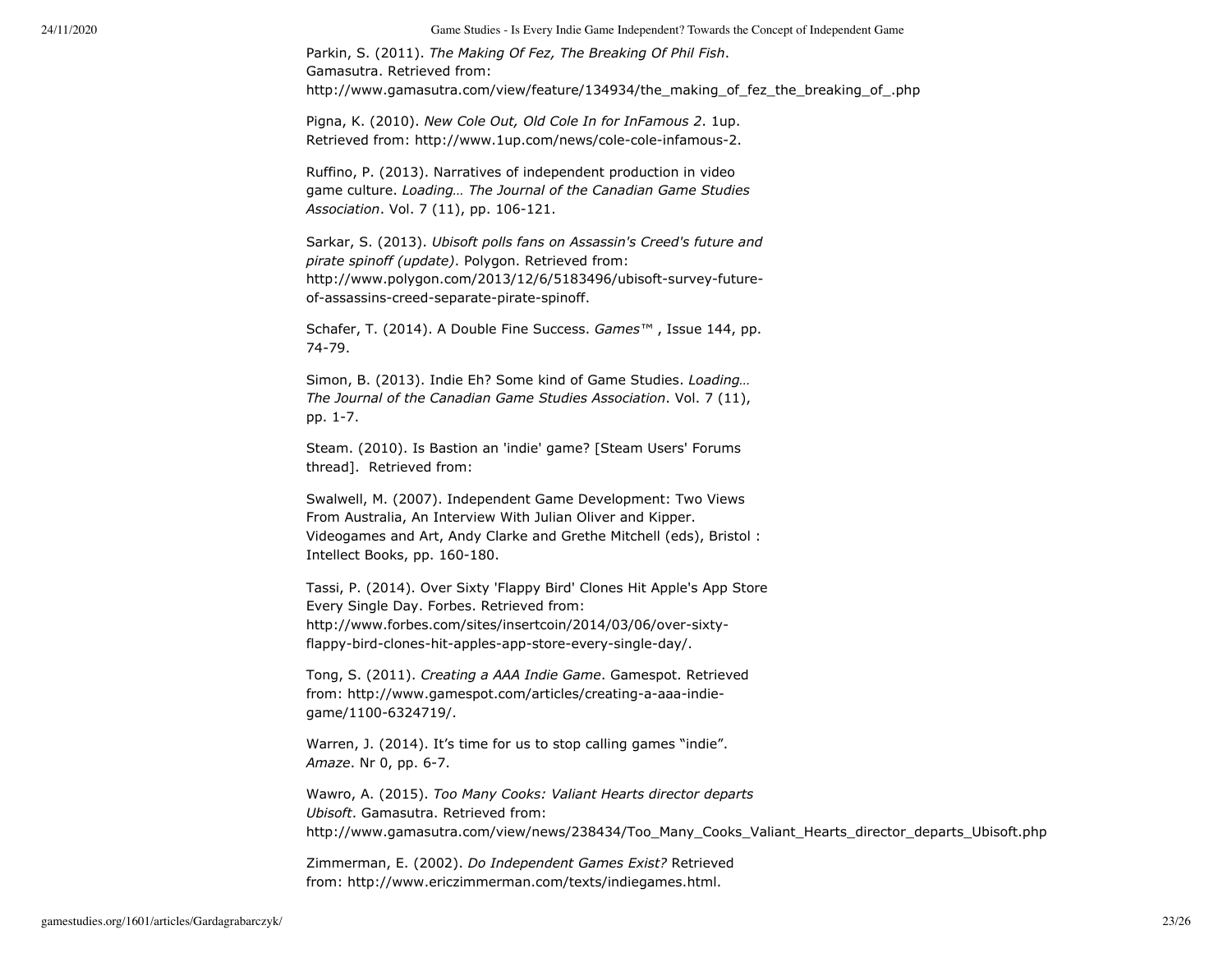Parkin, S. (2011). *The Making Of Fez, The Breaking Of Phil Fish*. Gamasutra. Retrieved from: http://www.gamasutra.com/view/feature/134934/the_making_of_fez_the_breaking_of_.php

Pigna, K. (2010). *New Cole Out, Old Cole In for InFamous 2*. 1up. Retrieved from: http://www.1up.com/news/cole-cole-infamous-2.

Ruffino, P. (2013). Narratives of independent production in video game culture. *Loading… The Journal of the Canadian Game Studies Association*. Vol. 7 (11), pp. 106-121.

Sarkar, S. (2013). *Ubisoft polls fans on Assassin's Creed's future and pirate spinoff (update)*. Polygon. Retrieved from: http://www.polygon.com/2013/12/6/5183496/ubisoft-survey-future-of-assassins-creed-separate-pirate-spinoff.

Schafer, T. (2014). A Double Fine Success. *Games™* , Issue 144, pp. 74-79.

Simon, B. (2013). Indie Eh? Some kind of Game Studies. *Loading… The Journal of the Canadian Game Studies Association*. Vol. 7 (11), pp. 1-7.

Steam. (2010). Is Bastion an 'indie' game? [Steam Users' Forums thread]. Retrieved from:

Swalwell, M. (2007). Independent Game Development: Two Views From Australia, An Interview With Julian Oliver and Kipper. Videogames and Art, Andy Clarke and Grethe Mitchell (eds), Bristol : Intellect Books, pp. 160-180.

Tassi, P. (2014). Over Sixty 'Flappy Bird' Clones Hit Apple's App Store Every Single Day. Forbes. Retrieved from: http://www.forbes.com/sites/insertcoin/2014/03/06/over-sixty-flappy-bird-clones-hit-apples-app-store-every-single-day/.

Tong, S. (2011). *Creating a AAA Indie Game*. Gamespot. Retrieved from: http://www.gamespot.com/articles/creating-a-aaa-indie-game/1100-6324719/.

Warren, J. (2014). It's time for us to stop calling games "indie". *Amaze*. Nr 0, pp. 6-7.

Wawro, A. (2015). *Too Many Cooks: Valiant Hearts director departs Ubisoft*. Gamasutra. Retrieved from: http://www.gamasutra.com/view/news/238434/Too_Many_Cooks_Valiant_Hearts_director_departs_Ubisoft.php

Zimmerman, E. (2002). *Do Independent Games Exist?* Retrieved from: http://www.ericzimmerman.com/texts/indiegames.html.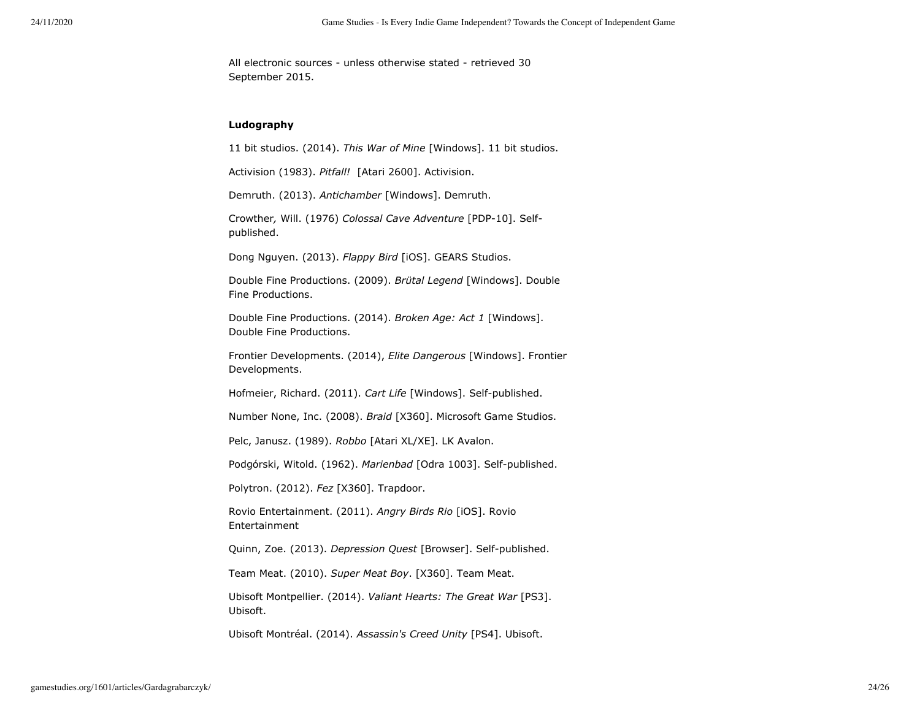All electronic sources - unless otherwise stated - retrieved 30 September 2015.

**Ludography**

11 bit studios. (2014). *This War of Mine* [Windows]. 11 bit studios.

Activision (1983). *Pitfall!* [Atari 2600]. Activision.

Demruth. (2013). *Antichamber* [Windows]. Demruth.

Crowther, Will. (1976) *Colossal Cave Adventure* [PDP-10]. Self-published.

Dong Nguyen. (2013). *Flappy Bird* [iOS]. GEARS Studios.

Double Fine Productions. (2009). *Brütal Legend* [Windows]. Double Fine Productions.

Double Fine Productions. (2014). *Broken Age: Act 1* [Windows]. Double Fine Productions.

Frontier Developments. (2014), *Elite Dangerous* [Windows]. Frontier Developments.

Hofmeier, Richard. (2011). *Cart Life* [Windows]. Self-published.

Number None, Inc. (2008). *Braid* [X360]. Microsoft Game Studios.

Pelc, Janusz. (1989). *Robbo* [Atari XL/XE]. LK Avalon.

Podgórski, Witold. (1962). *Marienbad* [Odra 1003]. Self-published.

Polytron. (2012). *Fez* [X360]. Trapdoor.

Rovio Entertainment. (2011). *Angry Birds Rio* [iOS]. Rovio Entertainment

Quinn, Zoe. (2013). *Depression Quest* [Browser]. Self-published.

Team Meat. (2010). *Super Meat Boy*. [X360]. Team Meat.

Ubisoft Montpellier. (2014). *Valiant Hearts: The Great War* [PS3]. Ubisoft.

Ubisoft Montréal. (2014). *Assassin's Creed Unity* [PS4]. Ubisoft.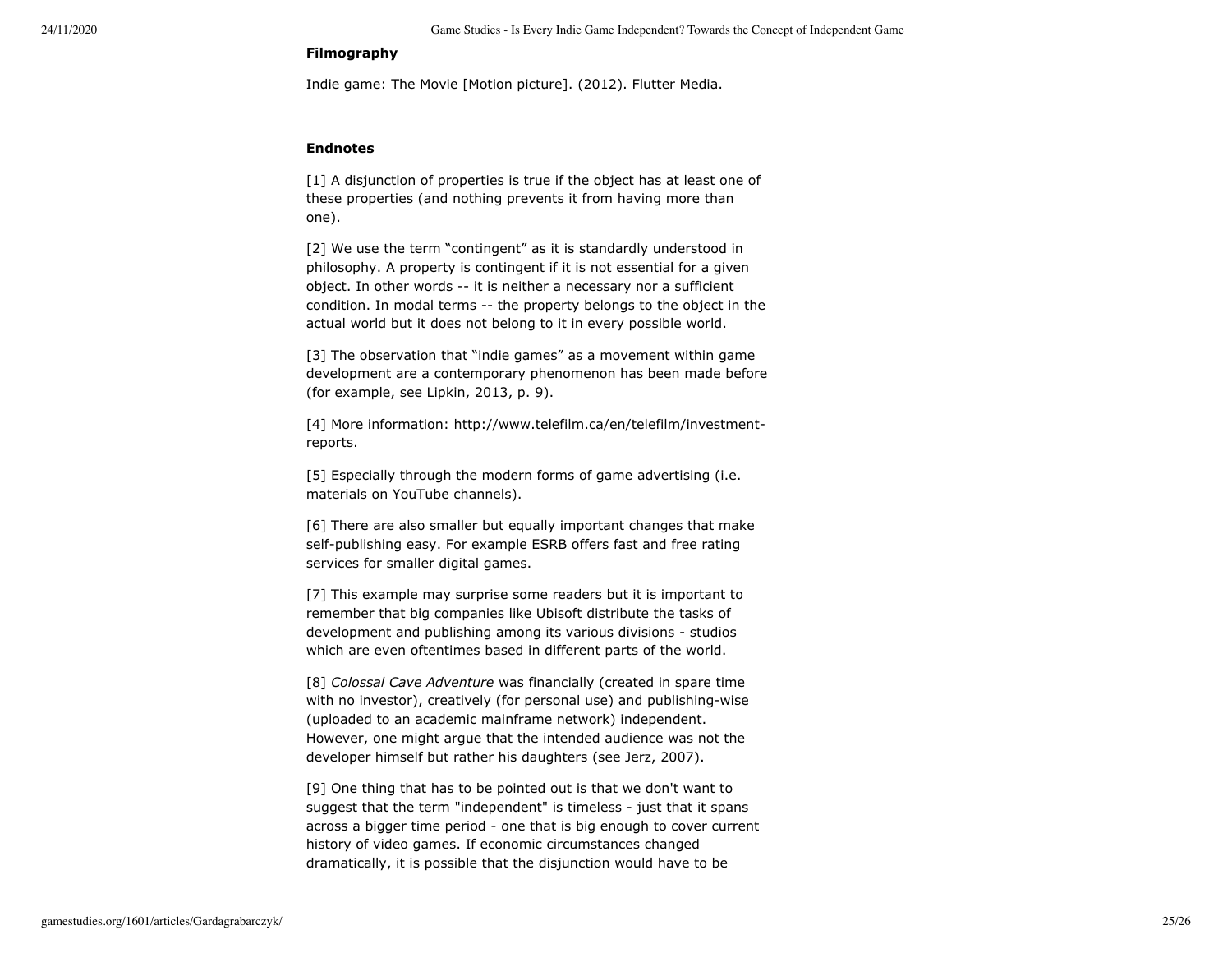#### Filmography

Indie game: The Movie [Motion picture]. (2012). Flutter Media.

#### Endnotes

[1] A disjunction of properties is true if the object has at least one of these properties (and nothing prevents it from having more than one).

[2] We use the term “contingent” as it is standardly understood in philosophy. A property is contingent if it is not essential for a given object. In other words -- it is neither a necessary nor a sufficient condition. In modal terms -- the property belongs to the object in the actual world but it does not belong to it in every possible world.

[3] The observation that “indie games” as a movement within game development are a contemporary phenomenon has been made before (for example, see Lipkin, 2013, p. 9).

[4] More information: http://www.telefilm.ca/en/telefilm/investment-reports.

[5] Especially through the modern forms of game advertising (i.e. materials on YouTube channels).

[6] There are also smaller but equally important changes that make self-publishing easy. For example ESRB offers fast and free rating services for smaller digital games.

[7] This example may surprise some readers but it is important to remember that big companies like Ubisoft distribute the tasks of development and publishing among its various divisions - studios which are even oftentimes based in different parts of the world.

[8] *Colossal Cave Adventure* was financially (created in spare time with no investor), creatively (for personal use) and publishing-wise (uploaded to an academic mainframe network) independent. However, one might argue that the intended audience was not the developer himself but rather his daughters (see Jerz, 2007).

[9] One thing that has to be pointed out is that we don't want to suggest that the term "independent" is timeless - just that it spans across a bigger time period - one that is big enough to cover current history of video games. If economic circumstances changed dramatically, it is possible that the disjunction would have to be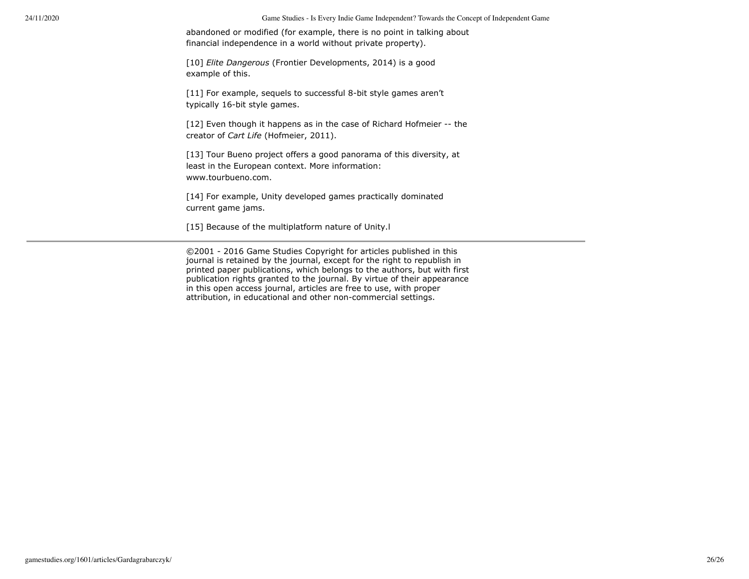abandoned or modified (for example, there is no point in talking about financial independence in a world without private property).

[10] *Elite Dangerous* (Frontier Developments, 2014) is a good example of this.

[11] For example, sequels to successful 8-bit style games aren't typically 16-bit style games.

[12] Even though it happens as in the case of Richard Hofmeier -- the creator of *Cart Life* (Hofmeier, 2011).

[13] Tour Bueno project offers a good panorama of this diversity, at least in the European context. More information: www.tourbueno.com.

[14] For example, Unity developed games practically dominated current game jams.

[15] Because of the multiplatform nature of Unity.l

---

©2001 - 2016 Game Studies Copyright for articles published in this journal is retained by the journal, except for the right to republish in printed paper publications, which belongs to the authors, but with first publication rights granted to the journal. By virtue of their appearance in this open access journal, articles are free to use, with proper attribution, in educational and other non-commercial settings.